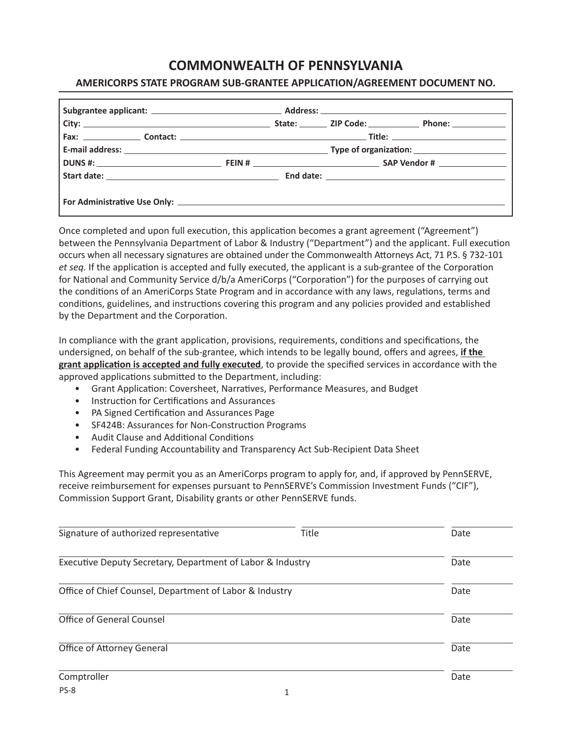# COMMONWEALTH OF PENNSYLVANIA

## AMERICORPS STATE PROGRAM SUB-GRANTEE APPLICATION/AGREEMENT DOCUMENT NO.

**Subgrantee applicant:** ______________________ **Address:** ______________________

**City:** ______________________ **State:** ______ **ZIP Code:** __________ **Phone:** __________

**Fax:** __________ **Contact:** ______________________ **Title:** ______________________

**E-mail address:** ______________________ **Type of organization:** ______________________

**DUNS #:** ______________________ **FEIN #** ______________________ **SAP Vendor #** ______________

**Start date:** ______________________ **End date:** ______________________

**For Administrative Use Only:** ______________________________________________

Once completed and upon full execution, this application becomes a grant agreement ("Agreement") between the Pennsylvania Department of Labor & Industry ("Department") and the applicant. Full execution occurs when all necessary signatures are obtained under the Commonwealth Attorneys Act, 71 P.S. § 732-101 *et seq.* If the application is accepted and fully executed, the applicant is a sub-grantee of the Corporation for National and Community Service d/b/a AmeriCorps ("Corporation") for the purposes of carrying out the conditions of an AmeriCorps State Program and in accordance with any laws, regulations, terms and conditions, guidelines, and instructions covering this program and any policies provided and established by the Department and the Corporation.

In compliance with the grant application, provisions, requirements, conditions and specifications, the undersigned, on behalf of the sub-grantee, which intends to be legally bound, offers and agrees, **if the grant application is accepted and fully executed**, to provide the specified services in accordance with the approved applications submitted to the Department, including:

- Grant Application: Coversheet, Narratives, Performance Measures, and Budget
- Instruction for Certifications and Assurances
- PA Signed Certification and Assurances Page
- SF424B: Assurances for Non-Construction Programs
- Audit Clause and Additional Conditions
- Federal Funding Accountability and Transparency Act Sub-Recipient Data Sheet

This Agreement may permit you as an AmeriCorps program to apply for, and, if approved by PennSERVE, receive reimbursement for expenses pursuant to PennSERVE's Commission Investment Funds ("CIF"), Commission Support Grant, Disability grants or other PennSERVE funds.

______________________________ ______________________ __________
Signature of authorized representative — Title — Date

______________________________________________________ __________
Executive Deputy Secretary, Department of Labor & Industry — Date

______________________________________________________ __________
Office of Chief Counsel, Department of Labor & Industry — Date

______________________________________________________ __________
Office of General Counsel — Date

______________________________________________________ __________
Office of Attorney General — Date

______________________________________________________ __________
Comptroller — Date

PS-8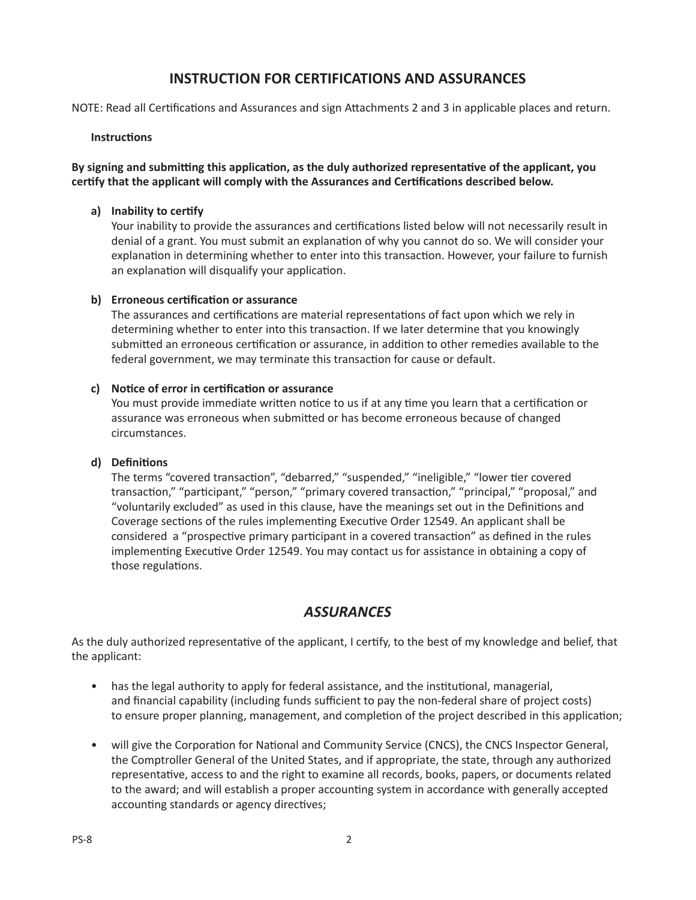## INSTRUCTION FOR CERTIFICATIONS AND ASSURANCES

NOTE: Read all Certifications and Assurances and sign Attachments 2 and 3 in applicable places and return.

**Instructions**

**By signing and submitting this application, as the duly authorized representative of the applicant, you certify that the applicant will comply with the Assurances and Certifications described below.**

**a) Inability to certify**
Your inability to provide the assurances and certifications listed below will not necessarily result in denial of a grant. You must submit an explanation of why you cannot do so. We will consider your explanation in determining whether to enter into this transaction. However, your failure to furnish an explanation will disqualify your application.

**b) Erroneous certification or assurance**
The assurances and certifications are material representations of fact upon which we rely in determining whether to enter into this transaction. If we later determine that you knowingly submitted an erroneous certification or assurance, in addition to other remedies available to the federal government, we may terminate this transaction for cause or default.

**c) Notice of error in certification or assurance**
You must provide immediate written notice to us if at any time you learn that a certification or assurance was erroneous when submitted or has become erroneous because of changed circumstances.

**d) Definitions**
The terms "covered transaction", "debarred," "suspended," "ineligible," "lower tier covered transaction," "participant," "person," "primary covered transaction," "principal," "proposal," and "voluntarily excluded" as used in this clause, have the meanings set out in the Definitions and Coverage sections of the rules implementing Executive Order 12549. An applicant shall be considered a "prospective primary participant in a covered transaction" as defined in the rules implementing Executive Order 12549. You may contact us for assistance in obtaining a copy of those regulations.

## *ASSURANCES*

As the duly authorized representative of the applicant, I certify, to the best of my knowledge and belief, that the applicant:

- has the legal authority to apply for federal assistance, and the institutional, managerial, and financial capability (including funds sufficient to pay the non-federal share of project costs) to ensure proper planning, management, and completion of the project described in this application;
- will give the Corporation for National and Community Service (CNCS), the CNCS Inspector General, the Comptroller General of the United States, and if appropriate, the state, through any authorized representative, access to and the right to examine all records, books, papers, or documents related to the award; and will establish a proper accounting system in accordance with generally accepted accounting standards or agency directives;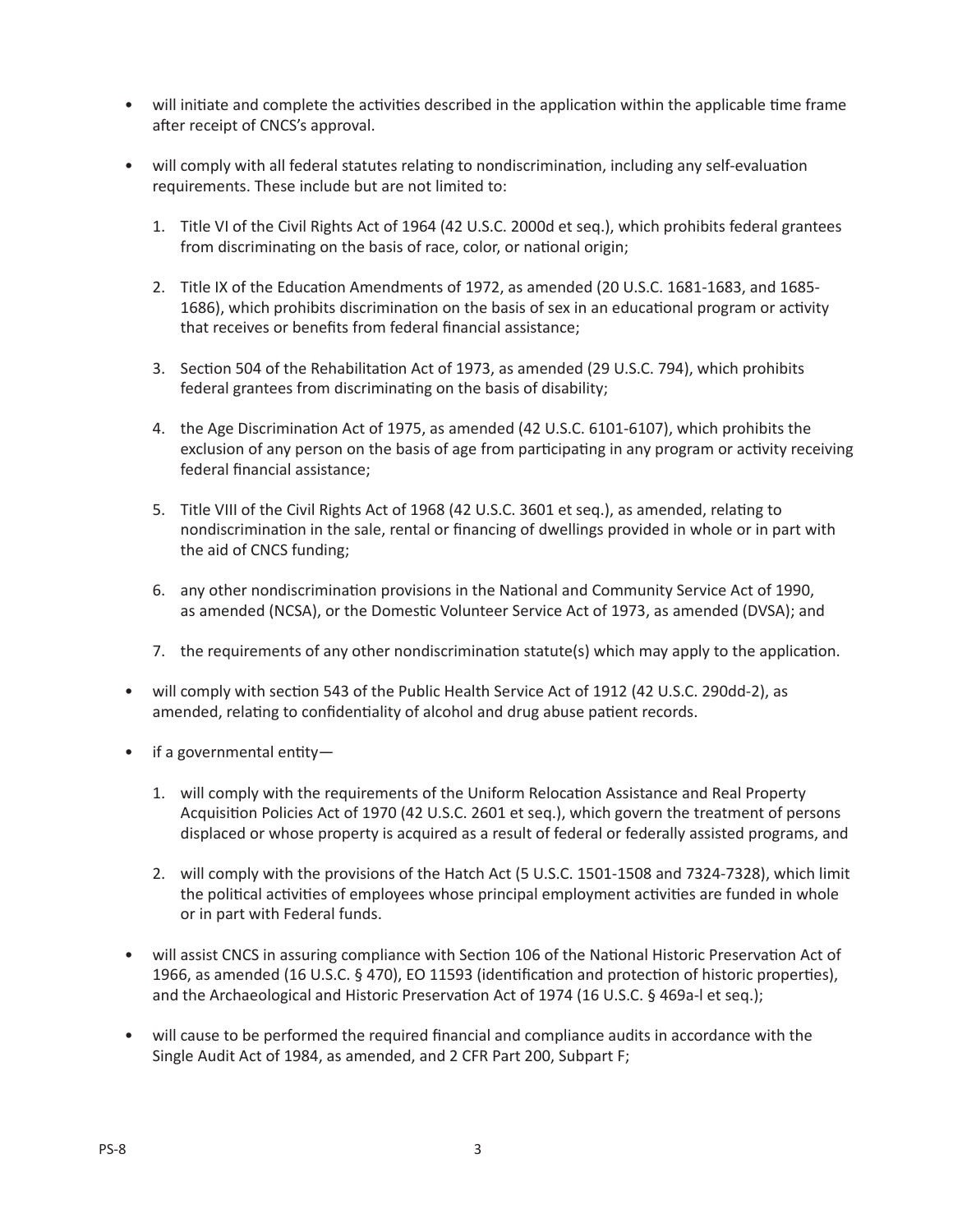- will initiate and complete the activities described in the application within the applicable time frame after receipt of CNCS's approval.

- will comply with all federal statutes relating to nondiscrimination, including any self-evaluation requirements. These include but are not limited to:

    1. Title VI of the Civil Rights Act of 1964 (42 U.S.C. 2000d et seq.), which prohibits federal grantees from discriminating on the basis of race, color, or national origin;

    2. Title IX of the Education Amendments of 1972, as amended (20 U.S.C. 1681-1683, and 1685-1686), which prohibits discrimination on the basis of sex in an educational program or activity that receives or benefits from federal financial assistance;

    3. Section 504 of the Rehabilitation Act of 1973, as amended (29 U.S.C. 794), which prohibits federal grantees from discriminating on the basis of disability;

    4. the Age Discrimination Act of 1975, as amended (42 U.S.C. 6101-6107), which prohibits the exclusion of any person on the basis of age from participating in any program or activity receiving federal financial assistance;

    5. Title VIII of the Civil Rights Act of 1968 (42 U.S.C. 3601 et seq.), as amended, relating to nondiscrimination in the sale, rental or financing of dwellings provided in whole or in part with the aid of CNCS funding;

    6. any other nondiscrimination provisions in the National and Community Service Act of 1990, as amended (NCSA), or the Domestic Volunteer Service Act of 1973, as amended (DVSA); and

    7. the requirements of any other nondiscrimination statute(s) which may apply to the application.

- will comply with section 543 of the Public Health Service Act of 1912 (42 U.S.C. 290dd-2), as amended, relating to confidentiality of alcohol and drug abuse patient records.

- if a governmental entity—

    1. will comply with the requirements of the Uniform Relocation Assistance and Real Property Acquisition Policies Act of 1970 (42 U.S.C. 2601 et seq.), which govern the treatment of persons displaced or whose property is acquired as a result of federal or federally assisted programs, and

    2. will comply with the provisions of the Hatch Act (5 U.S.C. 1501-1508 and 7324-7328), which limit the political activities of employees whose principal employment activities are funded in whole or in part with Federal funds.

- will assist CNCS in assuring compliance with Section 106 of the National Historic Preservation Act of 1966, as amended (16 U.S.C. § 470), EO 11593 (identification and protection of historic properties), and the Archaeological and Historic Preservation Act of 1974 (16 U.S.C. § 469a-l et seq.);

- will cause to be performed the required financial and compliance audits in accordance with the Single Audit Act of 1984, as amended, and 2 CFR Part 200, Subpart F;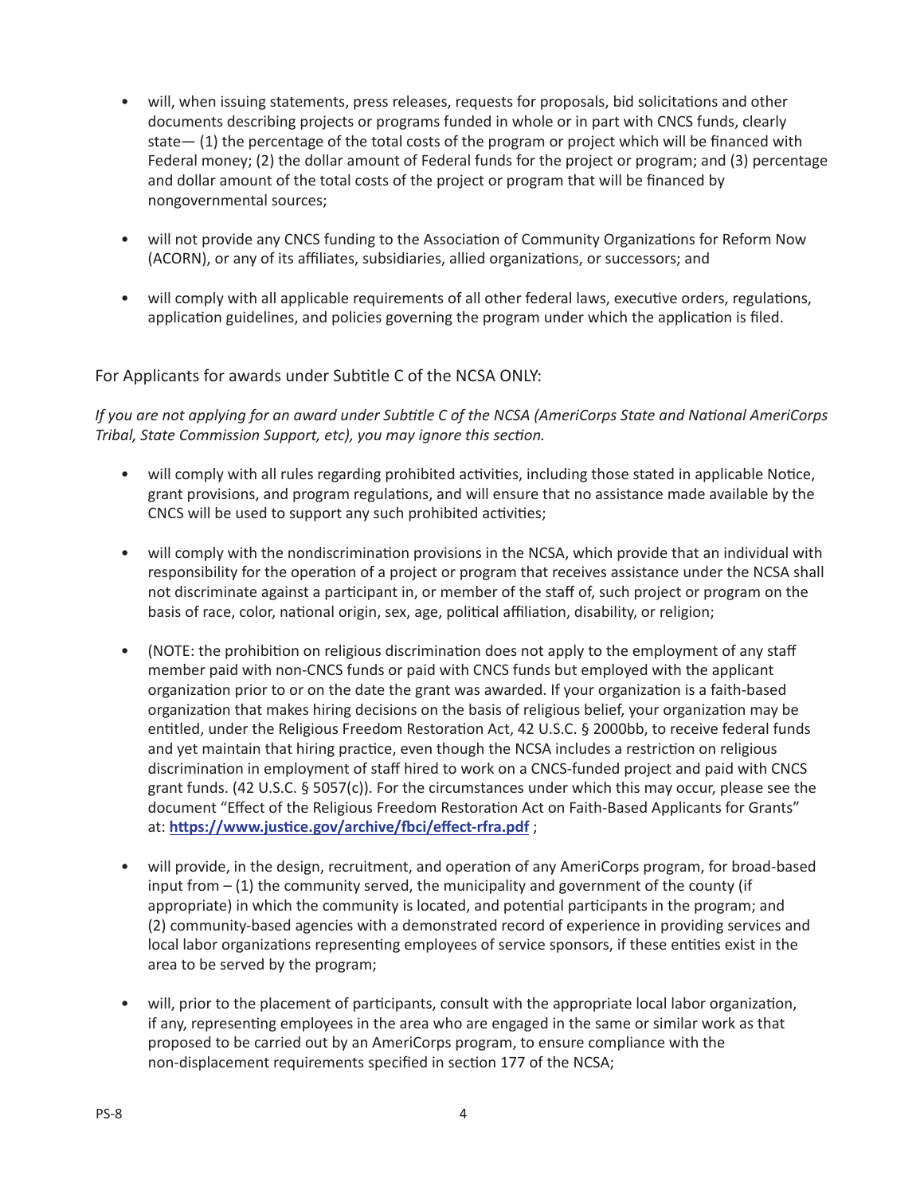- will, when issuing statements, press releases, requests for proposals, bid solicitations and other documents describing projects or programs funded in whole or in part with CNCS funds, clearly state— (1) the percentage of the total costs of the program or project which will be financed with Federal money; (2) the dollar amount of Federal funds for the project or program; and (3) percentage and dollar amount of the total costs of the project or program that will be financed by nongovernmental sources;

- will not provide any CNCS funding to the Association of Community Organizations for Reform Now (ACORN), or any of its affiliates, subsidiaries, allied organizations, or successors; and

- will comply with all applicable requirements of all other federal laws, executive orders, regulations, application guidelines, and policies governing the program under which the application is filed.

For Applicants for awards under Subtitle C of the NCSA ONLY:

*If you are not applying for an award under Subtitle C of the NCSA (AmeriCorps State and National AmeriCorps Tribal, State Commission Support, etc), you may ignore this section.*

- will comply with all rules regarding prohibited activities, including those stated in applicable Notice, grant provisions, and program regulations, and will ensure that no assistance made available by the CNCS will be used to support any such prohibited activities;

- will comply with the nondiscrimination provisions in the NCSA, which provide that an individual with responsibility for the operation of a project or program that receives assistance under the NCSA shall not discriminate against a participant in, or member of the staff of, such project or program on the basis of race, color, national origin, sex, age, political affiliation, disability, or religion;

- (NOTE: the prohibition on religious discrimination does not apply to the employment of any staff member paid with non-CNCS funds or paid with CNCS funds but employed with the applicant organization prior to or on the date the grant was awarded. If your organization is a faith-based organization that makes hiring decisions on the basis of religious belief, your organization may be entitled, under the Religious Freedom Restoration Act, 42 U.S.C. § 2000bb, to receive federal funds and yet maintain that hiring practice, even though the NCSA includes a restriction on religious discrimination in employment of staff hired to work on a CNCS-funded project and paid with CNCS grant funds. (42 U.S.C. § 5057(c)). For the circumstances under which this may occur, please see the document "Effect of the Religious Freedom Restoration Act on Faith-Based Applicants for Grants" at: **https://www.justice.gov/archive/fbci/effect-rfra.pdf** ;

- will provide, in the design, recruitment, and operation of any AmeriCorps program, for broad-based input from – (1) the community served, the municipality and government of the county (if appropriate) in which the community is located, and potential participants in the program; and (2) community-based agencies with a demonstrated record of experience in providing services and local labor organizations representing employees of service sponsors, if these entities exist in the area to be served by the program;

- will, prior to the placement of participants, consult with the appropriate local labor organization, if any, representing employees in the area who are engaged in the same or similar work as that proposed to be carried out by an AmeriCorps program, to ensure compliance with the non-displacement requirements specified in section 177 of the NCSA;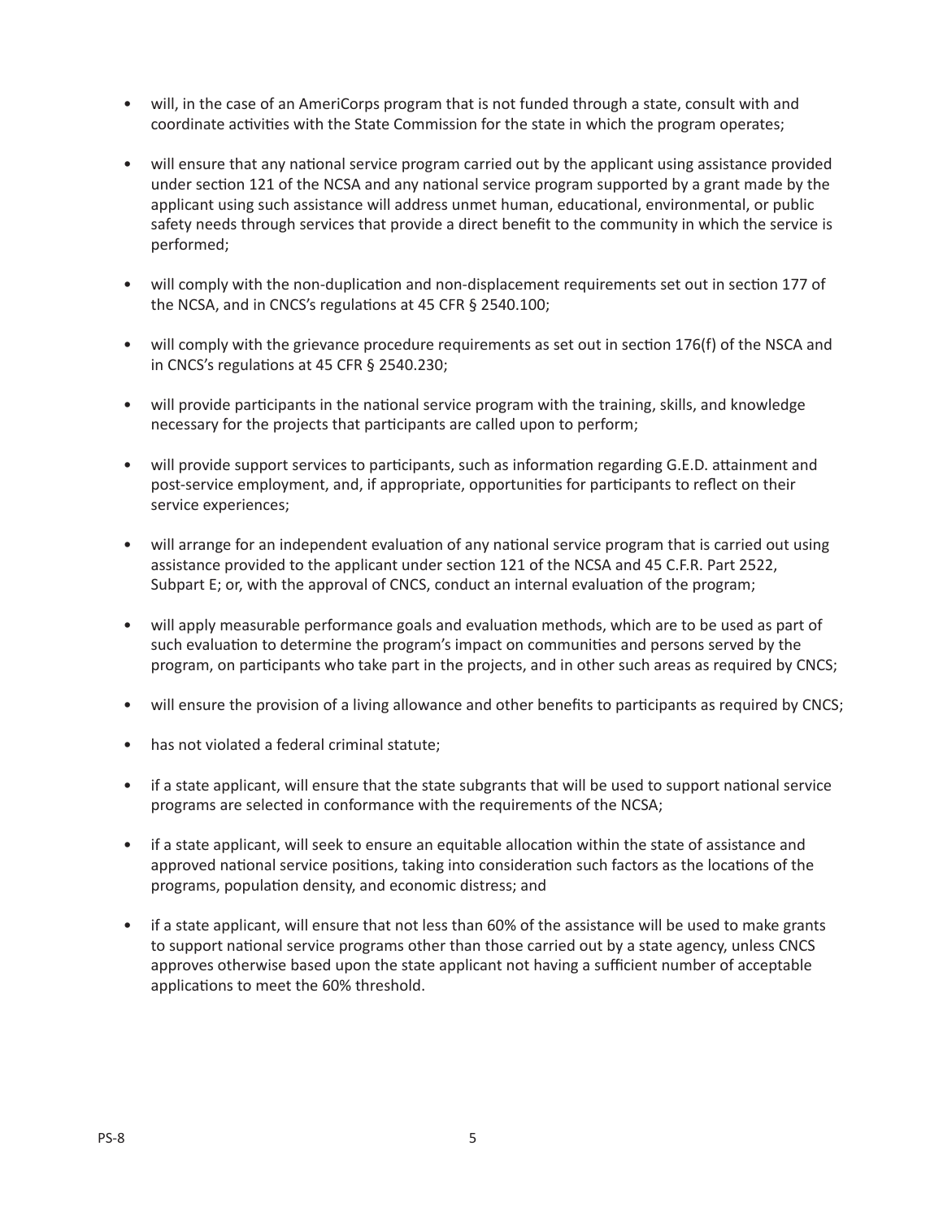- will, in the case of an AmeriCorps program that is not funded through a state, consult with and coordinate activities with the State Commission for the state in which the program operates;

- will ensure that any national service program carried out by the applicant using assistance provided under section 121 of the NCSA and any national service program supported by a grant made by the applicant using such assistance will address unmet human, educational, environmental, or public safety needs through services that provide a direct benefit to the community in which the service is performed;

- will comply with the non-duplication and non-displacement requirements set out in section 177 of the NCSA, and in CNCS's regulations at 45 CFR § 2540.100;

- will comply with the grievance procedure requirements as set out in section 176(f) of the NSCA and in CNCS's regulations at 45 CFR § 2540.230;

- will provide participants in the national service program with the training, skills, and knowledge necessary for the projects that participants are called upon to perform;

- will provide support services to participants, such as information regarding G.E.D. attainment and post-service employment, and, if appropriate, opportunities for participants to reflect on their service experiences;

- will arrange for an independent evaluation of any national service program that is carried out using assistance provided to the applicant under section 121 of the NCSA and 45 C.F.R. Part 2522, Subpart E; or, with the approval of CNCS, conduct an internal evaluation of the program;

- will apply measurable performance goals and evaluation methods, which are to be used as part of such evaluation to determine the program's impact on communities and persons served by the program, on participants who take part in the projects, and in other such areas as required by CNCS;

- will ensure the provision of a living allowance and other benefits to participants as required by CNCS;

- has not violated a federal criminal statute;

- if a state applicant, will ensure that the state subgrants that will be used to support national service programs are selected in conformance with the requirements of the NCSA;

- if a state applicant, will seek to ensure an equitable allocation within the state of assistance and approved national service positions, taking into consideration such factors as the locations of the programs, population density, and economic distress; and

- if a state applicant, will ensure that not less than 60% of the assistance will be used to make grants to support national service programs other than those carried out by a state agency, unless CNCS approves otherwise based upon the state applicant not having a sufficient number of acceptable applications to meet the 60% threshold.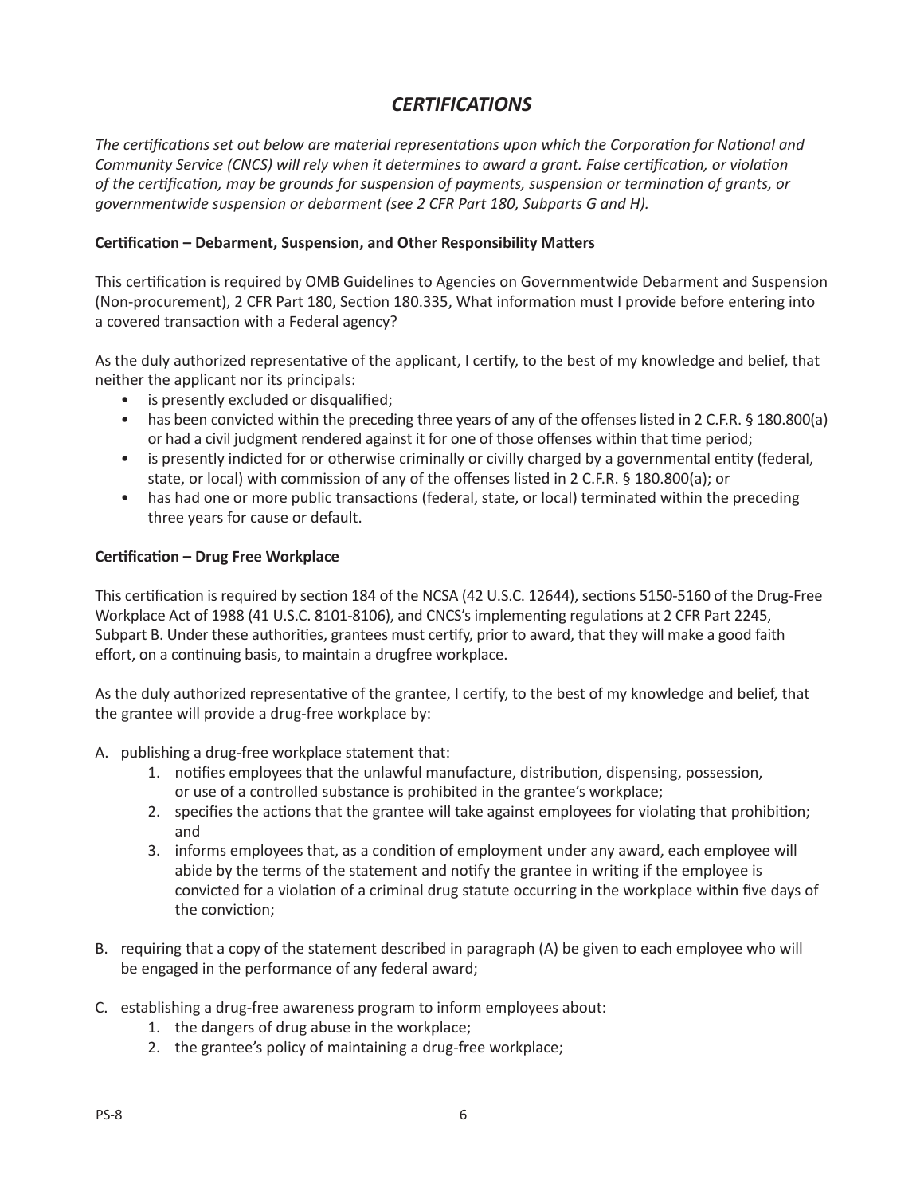# *CERTIFICATIONS*

*The certifications set out below are material representations upon which the Corporation for National and Community Service (CNCS) will rely when it determines to award a grant. False certification, or violation of the certification, may be grounds for suspension of payments, suspension or termination of grants, or governmentwide suspension or debarment (see 2 CFR Part 180, Subparts G and H).*

**Certification – Debarment, Suspension, and Other Responsibility Matters**

This certification is required by OMB Guidelines to Agencies on Governmentwide Debarment and Suspension (Non-procurement), 2 CFR Part 180, Section 180.335, What information must I provide before entering into a covered transaction with a Federal agency?

As the duly authorized representative of the applicant, I certify, to the best of my knowledge and belief, that neither the applicant nor its principals:

- is presently excluded or disqualified;
- has been convicted within the preceding three years of any of the offenses listed in 2 C.F.R. § 180.800(a) or had a civil judgment rendered against it for one of those offenses within that time period;
- is presently indicted for or otherwise criminally or civilly charged by a governmental entity (federal, state, or local) with commission of any of the offenses listed in 2 C.F.R. § 180.800(a); or
- has had one or more public transactions (federal, state, or local) terminated within the preceding three years for cause or default.

**Certification – Drug Free Workplace**

This certification is required by section 184 of the NCSA (42 U.S.C. 12644), sections 5150-5160 of the Drug-Free Workplace Act of 1988 (41 U.S.C. 8101-8106), and CNCS's implementing regulations at 2 CFR Part 2245, Subpart B. Under these authorities, grantees must certify, prior to award, that they will make a good faith effort, on a continuing basis, to maintain a drugfree workplace.

As the duly authorized representative of the grantee, I certify, to the best of my knowledge and belief, that the grantee will provide a drug-free workplace by:

A. publishing a drug-free workplace statement that:
   1. notifies employees that the unlawful manufacture, distribution, dispensing, possession, or use of a controlled substance is prohibited in the grantee's workplace;
   2. specifies the actions that the grantee will take against employees for violating that prohibition; and
   3. informs employees that, as a condition of employment under any award, each employee will abide by the terms of the statement and notify the grantee in writing if the employee is convicted for a violation of a criminal drug statute occurring in the workplace within five days of the conviction;

B. requiring that a copy of the statement described in paragraph (A) be given to each employee who will be engaged in the performance of any federal award;

C. establishing a drug-free awareness program to inform employees about:
   1. the dangers of drug abuse in the workplace;
   2. the grantee's policy of maintaining a drug-free workplace;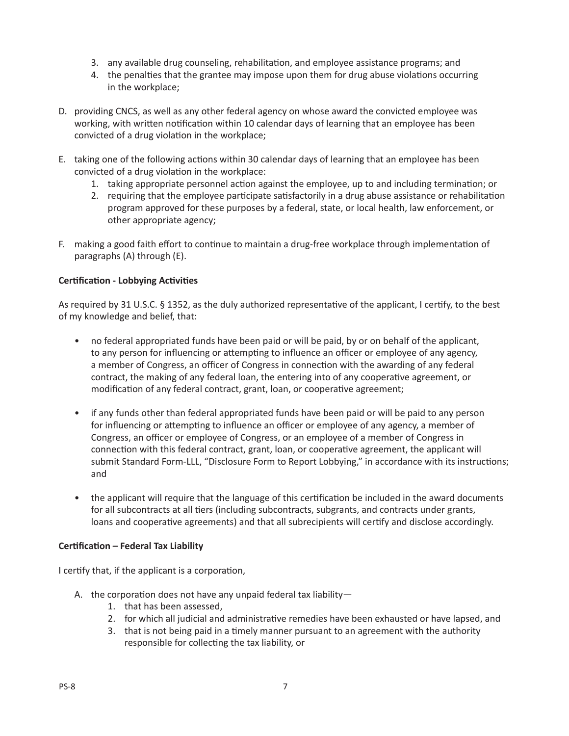3. any available drug counseling, rehabilitation, and employee assistance programs; and
4. the penalties that the grantee may impose upon them for drug abuse violations occurring in the workplace;

D. providing CNCS, as well as any other federal agency on whose award the convicted employee was working, with written notification within 10 calendar days of learning that an employee has been convicted of a drug violation in the workplace;

E. taking one of the following actions within 30 calendar days of learning that an employee has been convicted of a drug violation in the workplace:
   1. taking appropriate personnel action against the employee, up to and including termination; or
   2. requiring that the employee participate satisfactorily in a drug abuse assistance or rehabilitation program approved for these purposes by a federal, state, or local health, law enforcement, or other appropriate agency;

F. making a good faith effort to continue to maintain a drug-free workplace through implementation of paragraphs (A) through (E).

**Certification - Lobbying Activities**

As required by 31 U.S.C. § 1352, as the duly authorized representative of the applicant, I certify, to the best of my knowledge and belief, that:

- no federal appropriated funds have been paid or will be paid, by or on behalf of the applicant, to any person for influencing or attempting to influence an officer or employee of any agency, a member of Congress, an officer of Congress in connection with the awarding of any federal contract, the making of any federal loan, the entering into of any cooperative agreement, or modification of any federal contract, grant, loan, or cooperative agreement;

- if any funds other than federal appropriated funds have been paid or will be paid to any person for influencing or attempting to influence an officer or employee of any agency, a member of Congress, an officer or employee of Congress, or an employee of a member of Congress in connection with this federal contract, grant, loan, or cooperative agreement, the applicant will submit Standard Form-LLL, "Disclosure Form to Report Lobbying," in accordance with its instructions; and

- the applicant will require that the language of this certification be included in the award documents for all subcontracts at all tiers (including subcontracts, subgrants, and contracts under grants, loans and cooperative agreements) and that all subrecipients will certify and disclose accordingly.

**Certification – Federal Tax Liability**

I certify that, if the applicant is a corporation,

A. the corporation does not have any unpaid federal tax liability—
   1. that has been assessed,
   2. for which all judicial and administrative remedies have been exhausted or have lapsed, and
   3. that is not being paid in a timely manner pursuant to an agreement with the authority responsible for collecting the tax liability, or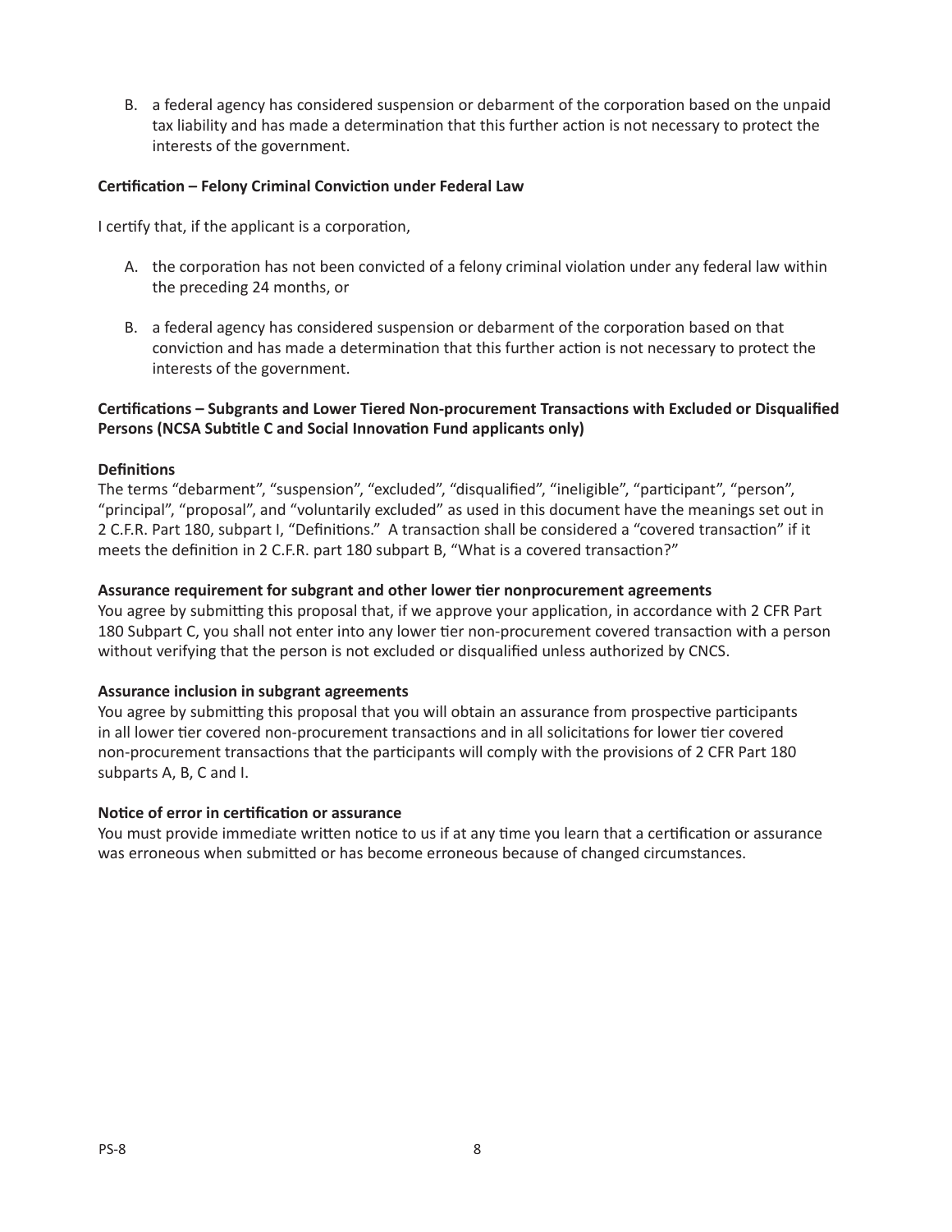B. a federal agency has considered suspension or debarment of the corporation based on the unpaid tax liability and has made a determination that this further action is not necessary to protect the interests of the government.

**Certification – Felony Criminal Conviction under Federal Law**

I certify that, if the applicant is a corporation,

A. the corporation has not been convicted of a felony criminal violation under any federal law within the preceding 24 months, or

B. a federal agency has considered suspension or debarment of the corporation based on that conviction and has made a determination that this further action is not necessary to protect the interests of the government.

**Certifications – Subgrants and Lower Tiered Non-procurement Transactions with Excluded or Disqualified Persons (NCSA Subtitle C and Social Innovation Fund applicants only)**

**Definitions**

The terms "debarment", "suspension", "excluded", "disqualified", "ineligible", "participant", "person", "principal", "proposal", and "voluntarily excluded" as used in this document have the meanings set out in 2 C.F.R. Part 180, subpart I, "Definitions." A transaction shall be considered a "covered transaction" if it meets the definition in 2 C.F.R. part 180 subpart B, "What is a covered transaction?"

**Assurance requirement for subgrant and other lower tier nonprocurement agreements**

You agree by submitting this proposal that, if we approve your application, in accordance with 2 CFR Part 180 Subpart C, you shall not enter into any lower tier non-procurement covered transaction with a person without verifying that the person is not excluded or disqualified unless authorized by CNCS.

**Assurance inclusion in subgrant agreements**

You agree by submitting this proposal that you will obtain an assurance from prospective participants in all lower tier covered non-procurement transactions and in all solicitations for lower tier covered non-procurement transactions that the participants will comply with the provisions of 2 CFR Part 180 subparts A, B, C and I.

**Notice of error in certification or assurance**

You must provide immediate written notice to us if at any time you learn that a certification or assurance was erroneous when submitted or has become erroneous because of changed circumstances.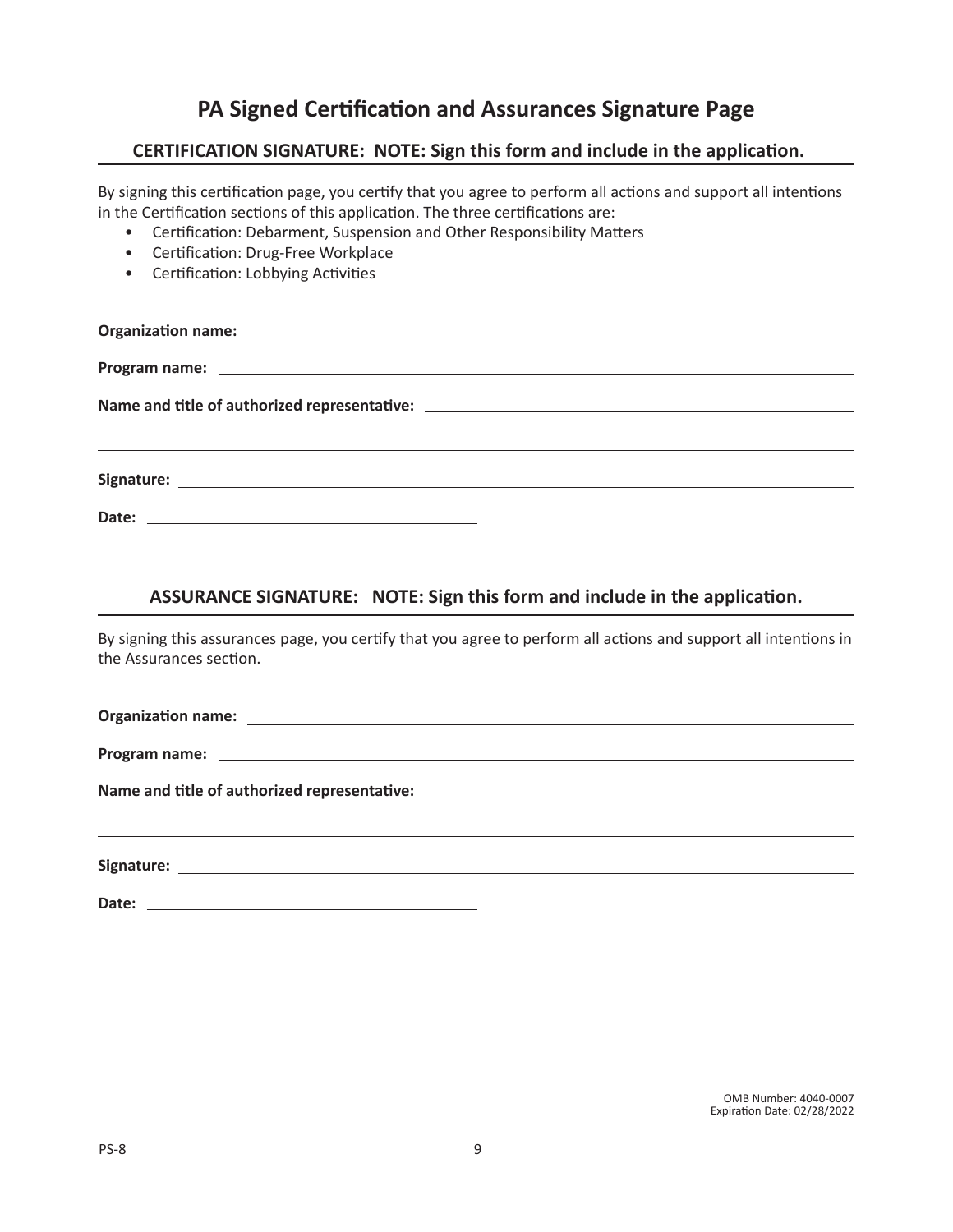# PA Signed Certification and Assurances Signature Page

## CERTIFICATION SIGNATURE: NOTE: Sign this form and include in the application.

By signing this certification page, you certify that you agree to perform all actions and support all intentions in the Certification sections of this application. The three certifications are:

- Certification: Debarment, Suspension and Other Responsibility Matters
- Certification: Drug-Free Workplace
- Certification: Lobbying Activities

**Organization name:** ______________________________

**Program name:** ______________________________

**Name and title of authorized representative:** ______________________________

______________________________

**Signature:** ______________________________

**Date:** ______________________________

## ASSURANCE SIGNATURE: NOTE: Sign this form and include in the application.

By signing this assurances page, you certify that you agree to perform all actions and support all intentions in the Assurances section.

**Organization name:** ______________________________

**Program name:** ______________________________

**Name and title of authorized representative:** ______________________________

______________________________

**Signature:** ______________________________

**Date:** ______________________________

OMB Number: 4040-0007
Expiration Date: 02/28/2022

PS-8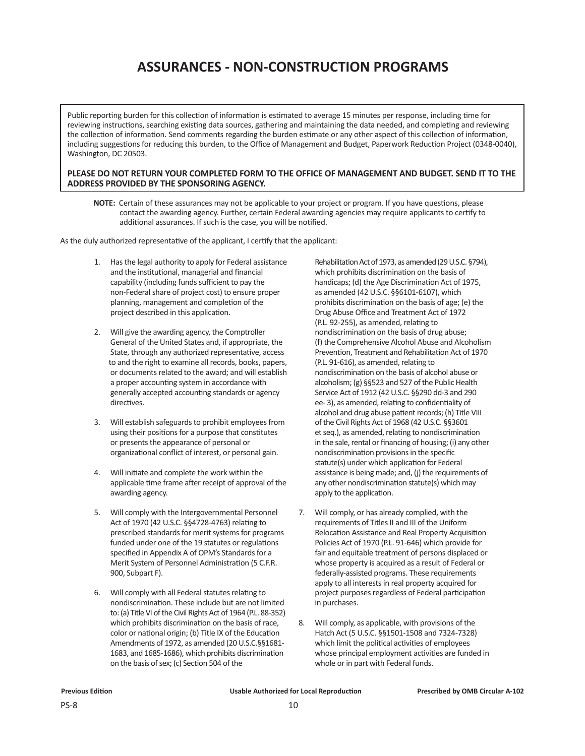# ASSURANCES - NON-CONSTRUCTION PROGRAMS

Public reporting burden for this collection of information is estimated to average 15 minutes per response, including time for reviewing instructions, searching existing data sources, gathering and maintaining the data needed, and completing and reviewing the collection of information. Send comments regarding the burden estimate or any other aspect of this collection of information, including suggestions for reducing this burden, to the Office of Management and Budget, Paperwork Reduction Project (0348-0040), Washington, DC 20503.

**PLEASE DO NOT RETURN YOUR COMPLETED FORM TO THE OFFICE OF MANAGEMENT AND BUDGET. SEND IT TO THE ADDRESS PROVIDED BY THE SPONSORING AGENCY.**

**NOTE:** Certain of these assurances may not be applicable to your project or program. If you have questions, please contact the awarding agency. Further, certain Federal awarding agencies may require applicants to certify to additional assurances. If such is the case, you will be notified.

As the duly authorized representative of the applicant, I certify that the applicant:

1. Has the legal authority to apply for Federal assistance and the institutional, managerial and financial capability (including funds sufficient to pay the non-Federal share of project cost) to ensure proper planning, management and completion of the project described in this application.

2. Will give the awarding agency, the Comptroller General of the United States and, if appropriate, the State, through any authorized representative, access to and the right to examine all records, books, papers, or documents related to the award; and will establish a proper accounting system in accordance with generally accepted accounting standards or agency directives.

3. Will establish safeguards to prohibit employees from using their positions for a purpose that constitutes or presents the appearance of personal or organizational conflict of interest, or personal gain.

4. Will initiate and complete the work within the applicable time frame after receipt of approval of the awarding agency.

5. Will comply with the Intergovernmental Personnel Act of 1970 (42 U.S.C. §§4728-4763) relating to prescribed standards for merit systems for programs funded under one of the 19 statutes or regulations specified in Appendix A of OPM's Standards for a Merit System of Personnel Administration (5 C.F.R. 900, Subpart F).

6. Will comply with all Federal statutes relating to nondiscrimination. These include but are not limited to: (a) Title VI of the Civil Rights Act of 1964 (P.L. 88-352) which prohibits discrimination on the basis of race, color or national origin; (b) Title IX of the Education Amendments of 1972, as amended (20 U.S.C.§§1681-1683, and 1685-1686), which prohibits discrimination on the basis of sex; (c) Section 504 of the Rehabilitation Act of 1973, as amended (29 U.S.C. §794), which prohibits discrimination on the basis of handicaps; (d) the Age Discrimination Act of 1975, as amended (42 U.S.C. §§6101-6107), which prohibits discrimination on the basis of age; (e) the Drug Abuse Office and Treatment Act of 1972 (P.L. 92-255), as amended, relating to nondiscrimination on the basis of drug abuse; (f) the Comprehensive Alcohol Abuse and Alcoholism Prevention, Treatment and Rehabilitation Act of 1970 (P.L. 91-616), as amended, relating to nondiscrimination on the basis of alcohol abuse or alcoholism; (g) §§523 and 527 of the Public Health Service Act of 1912 (42 U.S.C. §§290 dd-3 and 290 ee- 3), as amended, relating to confidentiality of alcohol and drug abuse patient records; (h) Title VIII of the Civil Rights Act of 1968 (42 U.S.C. §§3601 et seq.), as amended, relating to nondiscrimination in the sale, rental or financing of housing; (i) any other nondiscrimination provisions in the specific statute(s) under which application for Federal assistance is being made; and, (j) the requirements of any other nondiscrimination statute(s) which may apply to the application.

7. Will comply, or has already complied, with the requirements of Titles II and III of the Uniform Relocation Assistance and Real Property Acquisition Policies Act of 1970 (P.L. 91-646) which provide for fair and equitable treatment of persons displaced or whose property is acquired as a result of Federal or federally-assisted programs. These requirements apply to all interests in real property acquired for project purposes regardless of Federal participation in purchases.

8. Will comply, as applicable, with provisions of the Hatch Act (5 U.S.C. §§1501-1508 and 7324-7328) which limit the political activities of employees whose principal employment activities are funded in whole or in part with Federal funds.

**Previous Edition** **Usable Authorized for Local Reproduction** **Prescribed by OMB Circular A-102**

PS-8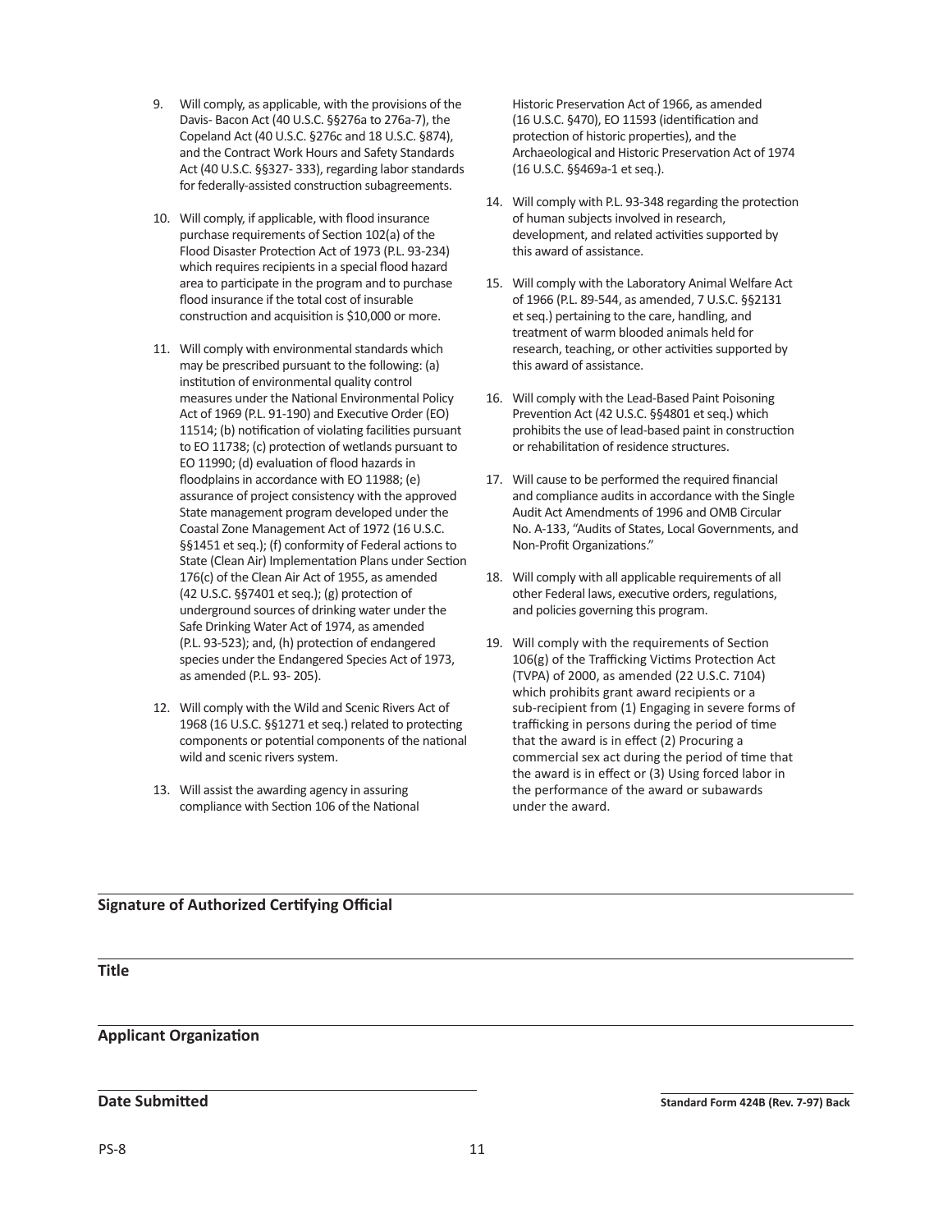9. Will comply, as applicable, with the provisions of the Davis- Bacon Act (40 U.S.C. §§276a to 276a-7), the Copeland Act (40 U.S.C. §276c and 18 U.S.C. §874), and the Contract Work Hours and Safety Standards Act (40 U.S.C. §§327- 333), regarding labor standards for federally-assisted construction subagreements.

10. Will comply, if applicable, with flood insurance purchase requirements of Section 102(a) of the Flood Disaster Protection Act of 1973 (P.L. 93-234) which requires recipients in a special flood hazard area to participate in the program and to purchase flood insurance if the total cost of insurable construction and acquisition is $10,000 or more.

11. Will comply with environmental standards which may be prescribed pursuant to the following: (a) institution of environmental quality control measures under the National Environmental Policy Act of 1969 (P.L. 91-190) and Executive Order (EO) 11514; (b) notification of violating facilities pursuant to EO 11738; (c) protection of wetlands pursuant to EO 11990; (d) evaluation of flood hazards in floodplains in accordance with EO 11988; (e) assurance of project consistency with the approved State management program developed under the Coastal Zone Management Act of 1972 (16 U.S.C. §§1451 et seq.); (f) conformity of Federal actions to State (Clean Air) Implementation Plans under Section 176(c) of the Clean Air Act of 1955, as amended (42 U.S.C. §§7401 et seq.); (g) protection of underground sources of drinking water under the Safe Drinking Water Act of 1974, as amended (P.L. 93-523); and, (h) protection of endangered species under the Endangered Species Act of 1973, as amended (P.L. 93- 205).

12. Will comply with the Wild and Scenic Rivers Act of 1968 (16 U.S.C. §§1271 et seq.) related to protecting components or potential components of the national wild and scenic rivers system.

13. Will assist the awarding agency in assuring compliance with Section 106 of the National Historic Preservation Act of 1966, as amended (16 U.S.C. §470), EO 11593 (identification and protection of historic properties), and the Archaeological and Historic Preservation Act of 1974 (16 U.S.C. §§469a-1 et seq.).

14. Will comply with P.L. 93-348 regarding the protection of human subjects involved in research, development, and related activities supported by this award of assistance.

15. Will comply with the Laboratory Animal Welfare Act of 1966 (P.L. 89-544, as amended, 7 U.S.C. §§2131 et seq.) pertaining to the care, handling, and treatment of warm blooded animals held for research, teaching, or other activities supported by this award of assistance.

16. Will comply with the Lead-Based Paint Poisoning Prevention Act (42 U.S.C. §§4801 et seq.) which prohibits the use of lead-based paint in construction or rehabilitation of residence structures.

17. Will cause to be performed the required financial and compliance audits in accordance with the Single Audit Act Amendments of 1996 and OMB Circular No. A-133, "Audits of States, Local Governments, and Non-Profit Organizations."

18. Will comply with all applicable requirements of all other Federal laws, executive orders, regulations, and policies governing this program.

19. Will comply with the requirements of Section 106(g) of the Trafficking Victims Protection Act (TVPA) of 2000, as amended (22 U.S.C. 7104) which prohibits grant award recipients or a sub-recipient from (1) Engaging in severe forms of trafficking in persons during the period of time that the award is in effect (2) Procuring a commercial sex act during the period of time that the award is in effect or (3) Using forced labor in the performance of the award or subawards under the award.

---

**Signature of Authorized Certifying Official**

---

**Title**

---

**Applicant Organization**

---

**Date Submitted**

**Standard Form 424B (Rev. 7-97) Back**

PS-8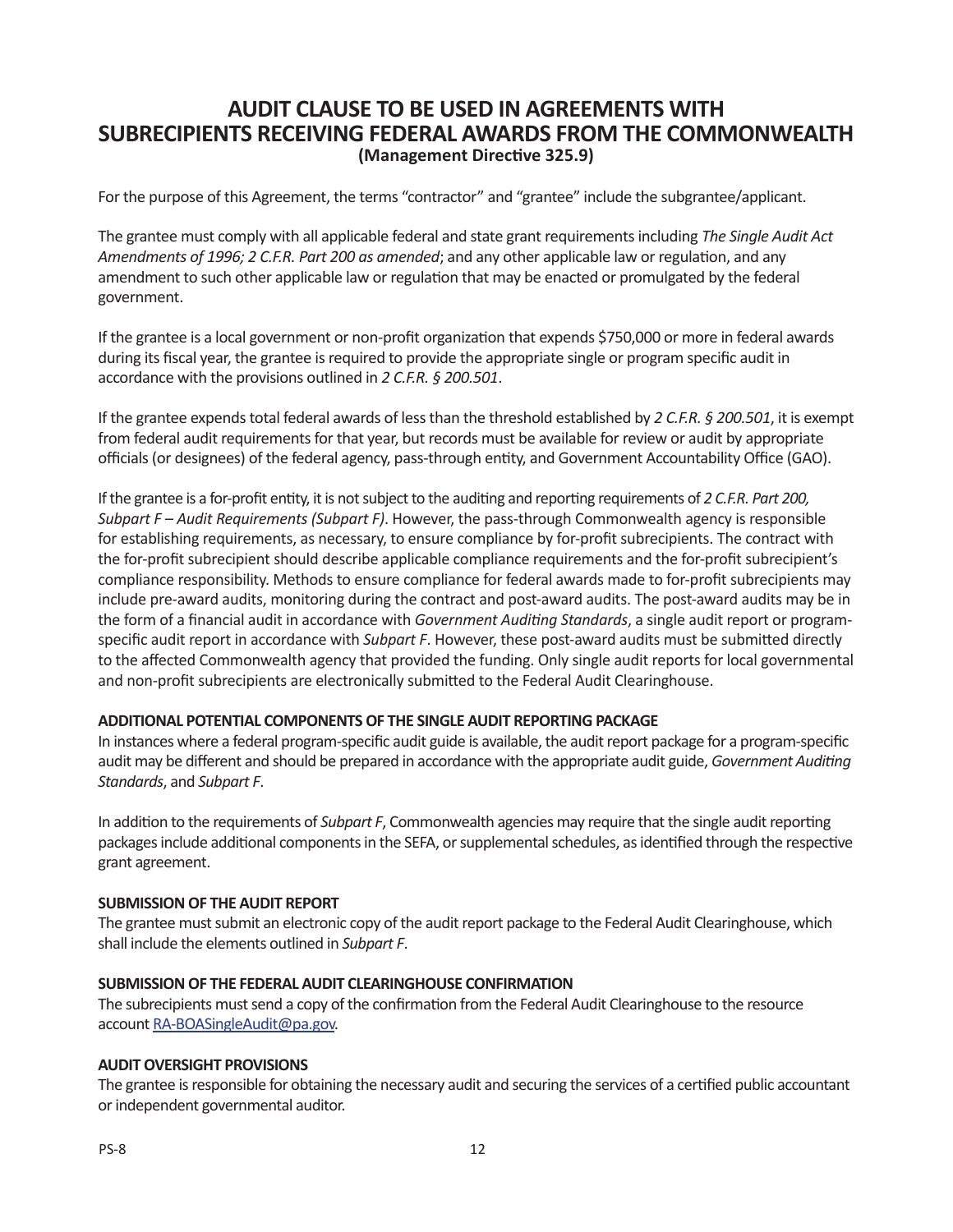# AUDIT CLAUSE TO BE USED IN AGREEMENTS WITH SUBRECIPIENTS RECEIVING FEDERAL AWARDS FROM THE COMMONWEALTH

**(Management Directive 325.9)**

For the purpose of this Agreement, the terms "contractor" and "grantee" include the subgrantee/applicant.

The grantee must comply with all applicable federal and state grant requirements including *The Single Audit Act Amendments of 1996; 2 C.F.R. Part 200 as amended*; and any other applicable law or regulation, and any amendment to such other applicable law or regulation that may be enacted or promulgated by the federal government.

If the grantee is a local government or non-profit organization that expends $750,000 or more in federal awards during its fiscal year, the grantee is required to provide the appropriate single or program specific audit in accordance with the provisions outlined in *2 C.F.R. § 200.501*.

If the grantee expends total federal awards of less than the threshold established by *2 C.F.R. § 200.501*, it is exempt from federal audit requirements for that year, but records must be available for review or audit by appropriate officials (or designees) of the federal agency, pass-through entity, and Government Accountability Office (GAO).

If the grantee is a for-profit entity, it is not subject to the auditing and reporting requirements of *2 C.F.R. Part 200, Subpart F – Audit Requirements (Subpart F)*. However, the pass-through Commonwealth agency is responsible for establishing requirements, as necessary, to ensure compliance by for-profit subrecipients. The contract with the for-profit subrecipient should describe applicable compliance requirements and the for-profit subrecipient's compliance responsibility. Methods to ensure compliance for federal awards made to for-profit subrecipients may include pre-award audits, monitoring during the contract and post-award audits. The post-award audits may be in the form of a financial audit in accordance with *Government Auditing Standards*, a single audit report or program-specific audit report in accordance with *Subpart F*. However, these post-award audits must be submitted directly to the affected Commonwealth agency that provided the funding. Only single audit reports for local governmental and non-profit subrecipients are electronically submitted to the Federal Audit Clearinghouse.

**ADDITIONAL POTENTIAL COMPONENTS OF THE SINGLE AUDIT REPORTING PACKAGE**

In instances where a federal program-specific audit guide is available, the audit report package for a program-specific audit may be different and should be prepared in accordance with the appropriate audit guide, *Government Auditing Standards*, and *Subpart F*.

In addition to the requirements of *Subpart F*, Commonwealth agencies may require that the single audit reporting packages include additional components in the SEFA, or supplemental schedules, as identified through the respective grant agreement.

**SUBMISSION OF THE AUDIT REPORT**

The grantee must submit an electronic copy of the audit report package to the Federal Audit Clearinghouse, which shall include the elements outlined in *Subpart F*.

**SUBMISSION OF THE FEDERAL AUDIT CLEARINGHOUSE CONFIRMATION**

The subrecipients must send a copy of the confirmation from the Federal Audit Clearinghouse to the resource account RA-BOASingleAudit@pa.gov.

**AUDIT OVERSIGHT PROVISIONS**

The grantee is responsible for obtaining the necessary audit and securing the services of a certified public accountant or independent governmental auditor.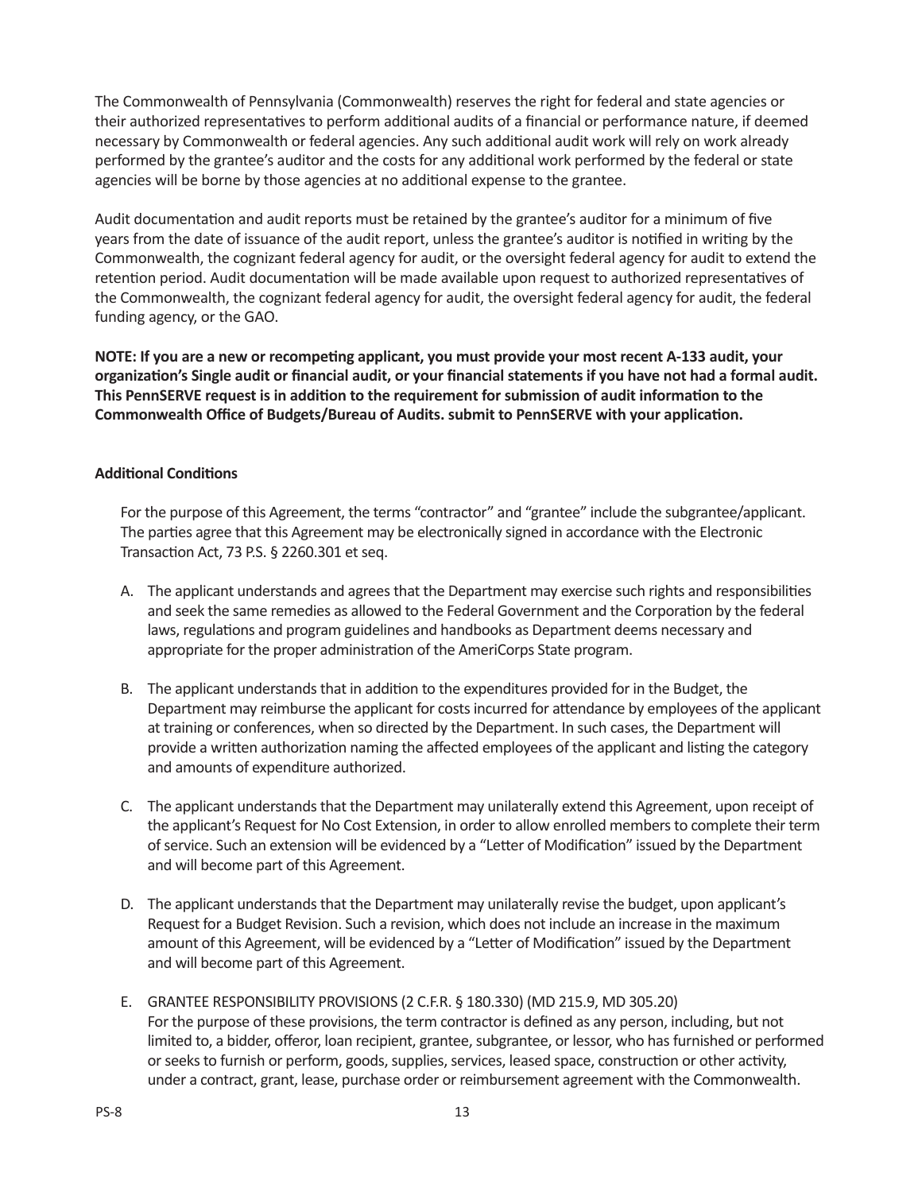The Commonwealth of Pennsylvania (Commonwealth) reserves the right for federal and state agencies or their authorized representatives to perform additional audits of a financial or performance nature, if deemed necessary by Commonwealth or federal agencies. Any such additional audit work will rely on work already performed by the grantee's auditor and the costs for any additional work performed by the federal or state agencies will be borne by those agencies at no additional expense to the grantee.

Audit documentation and audit reports must be retained by the grantee's auditor for a minimum of five years from the date of issuance of the audit report, unless the grantee's auditor is notified in writing by the Commonwealth, the cognizant federal agency for audit, or the oversight federal agency for audit to extend the retention period. Audit documentation will be made available upon request to authorized representatives of the Commonwealth, the cognizant federal agency for audit, the oversight federal agency for audit, the federal funding agency, or the GAO.

**NOTE: If you are a new or recompeting applicant, you must provide your most recent A-133 audit, your organization's Single audit or financial audit, or your financial statements if you have not had a formal audit. This PennSERVE request is in addition to the requirement for submission of audit information to the Commonwealth Office of Budgets/Bureau of Audits. submit to PennSERVE with your application.**

**Additional Conditions**

For the purpose of this Agreement, the terms "contractor" and "grantee" include the subgrantee/applicant. The parties agree that this Agreement may be electronically signed in accordance with the Electronic Transaction Act, 73 P.S. § 2260.301 et seq.

A. The applicant understands and agrees that the Department may exercise such rights and responsibilities and seek the same remedies as allowed to the Federal Government and the Corporation by the federal laws, regulations and program guidelines and handbooks as Department deems necessary and appropriate for the proper administration of the AmeriCorps State program.

B. The applicant understands that in addition to the expenditures provided for in the Budget, the Department may reimburse the applicant for costs incurred for attendance by employees of the applicant at training or conferences, when so directed by the Department. In such cases, the Department will provide a written authorization naming the affected employees of the applicant and listing the category and amounts of expenditure authorized.

C. The applicant understands that the Department may unilaterally extend this Agreement, upon receipt of the applicant's Request for No Cost Extension, in order to allow enrolled members to complete their term of service. Such an extension will be evidenced by a "Letter of Modification" issued by the Department and will become part of this Agreement.

D. The applicant understands that the Department may unilaterally revise the budget, upon applicant's Request for a Budget Revision. Such a revision, which does not include an increase in the maximum amount of this Agreement, will be evidenced by a "Letter of Modification" issued by the Department and will become part of this Agreement.

E. GRANTEE RESPONSIBILITY PROVISIONS (2 C.F.R. § 180.330) (MD 215.9, MD 305.20)
For the purpose of these provisions, the term contractor is defined as any person, including, but not limited to, a bidder, offeror, loan recipient, grantee, subgrantee, or lessor, who has furnished or performed or seeks to furnish or perform, goods, supplies, services, leased space, construction or other activity, under a contract, grant, lease, purchase order or reimbursement agreement with the Commonwealth.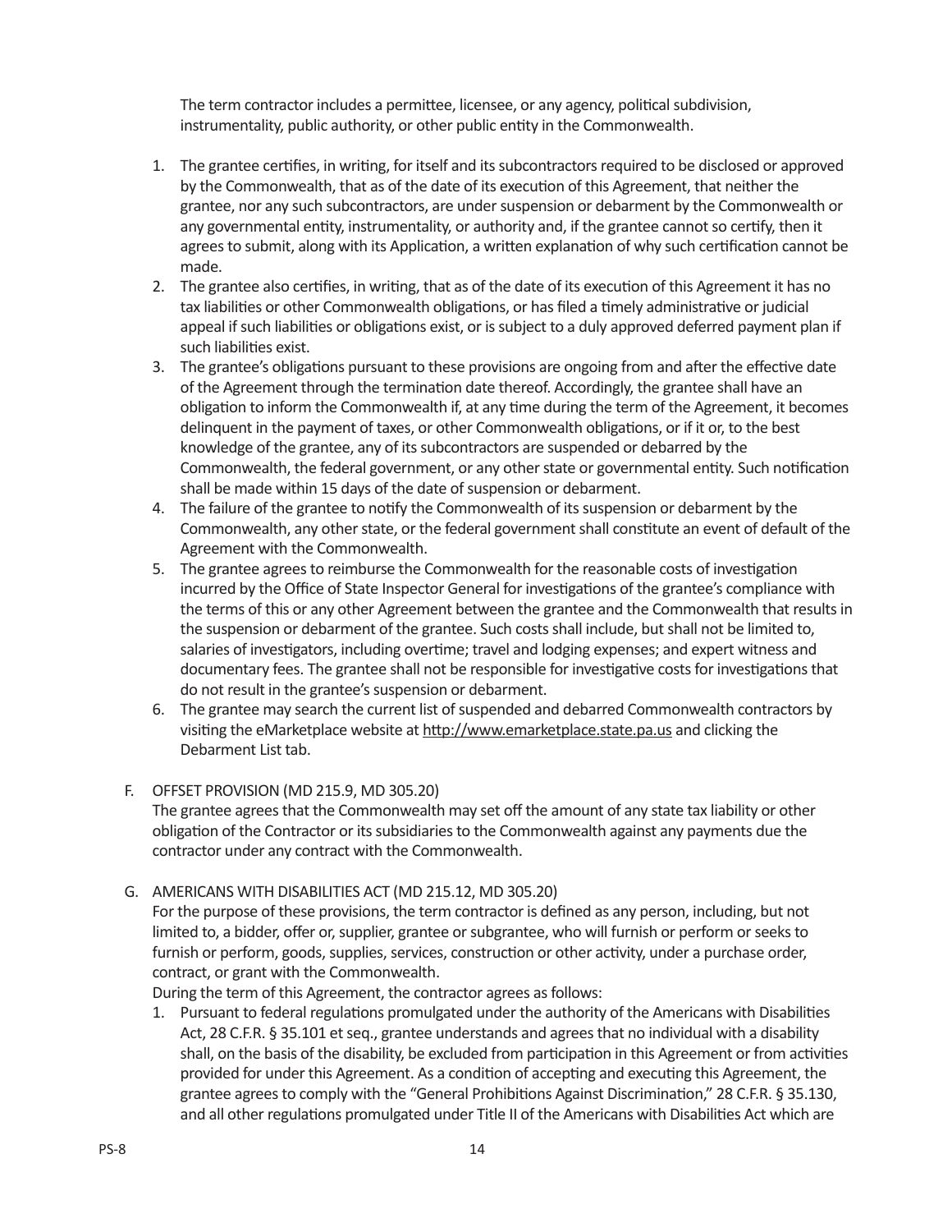The term contractor includes a permittee, licensee, or any agency, political subdivision, instrumentality, public authority, or other public entity in the Commonwealth.

1. The grantee certifies, in writing, for itself and its subcontractors required to be disclosed or approved by the Commonwealth, that as of the date of its execution of this Agreement, that neither the grantee, nor any such subcontractors, are under suspension or debarment by the Commonwealth or any governmental entity, instrumentality, or authority and, if the grantee cannot so certify, then it agrees to submit, along with its Application, a written explanation of why such certification cannot be made.
2. The grantee also certifies, in writing, that as of the date of its execution of this Agreement it has no tax liabilities or other Commonwealth obligations, or has filed a timely administrative or judicial appeal if such liabilities or obligations exist, or is subject to a duly approved deferred payment plan if such liabilities exist.
3. The grantee's obligations pursuant to these provisions are ongoing from and after the effective date of the Agreement through the termination date thereof. Accordingly, the grantee shall have an obligation to inform the Commonwealth if, at any time during the term of the Agreement, it becomes delinquent in the payment of taxes, or other Commonwealth obligations, or if it or, to the best knowledge of the grantee, any of its subcontractors are suspended or debarred by the Commonwealth, the federal government, or any other state or governmental entity. Such notification shall be made within 15 days of the date of suspension or debarment.
4. The failure of the grantee to notify the Commonwealth of its suspension or debarment by the Commonwealth, any other state, or the federal government shall constitute an event of default of the Agreement with the Commonwealth.
5. The grantee agrees to reimburse the Commonwealth for the reasonable costs of investigation incurred by the Office of State Inspector General for investigations of the grantee's compliance with the terms of this or any other Agreement between the grantee and the Commonwealth that results in the suspension or debarment of the grantee. Such costs shall include, but shall not be limited to, salaries of investigators, including overtime; travel and lodging expenses; and expert witness and documentary fees. The grantee shall not be responsible for investigative costs for investigations that do not result in the grantee's suspension or debarment.
6. The grantee may search the current list of suspended and debarred Commonwealth contractors by visiting the eMarketplace website at http://www.emarketplace.state.pa.us and clicking the Debarment List tab.

F. OFFSET PROVISION (MD 215.9, MD 305.20)

The grantee agrees that the Commonwealth may set off the amount of any state tax liability or other obligation of the Contractor or its subsidiaries to the Commonwealth against any payments due the contractor under any contract with the Commonwealth.

G. AMERICANS WITH DISABILITIES ACT (MD 215.12, MD 305.20)

For the purpose of these provisions, the term contractor is defined as any person, including, but not limited to, a bidder, offer or, supplier, grantee or subgrantee, who will furnish or perform or seeks to furnish or perform, goods, supplies, services, construction or other activity, under a purchase order, contract, or grant with the Commonwealth.

During the term of this Agreement, the contractor agrees as follows:

1. Pursuant to federal regulations promulgated under the authority of the Americans with Disabilities Act, 28 C.F.R. § 35.101 et seq., grantee understands and agrees that no individual with a disability shall, on the basis of the disability, be excluded from participation in this Agreement or from activities provided for under this Agreement. As a condition of accepting and executing this Agreement, the grantee agrees to comply with the "General Prohibitions Against Discrimination," 28 C.F.R. § 35.130, and all other regulations promulgated under Title II of the Americans with Disabilities Act which are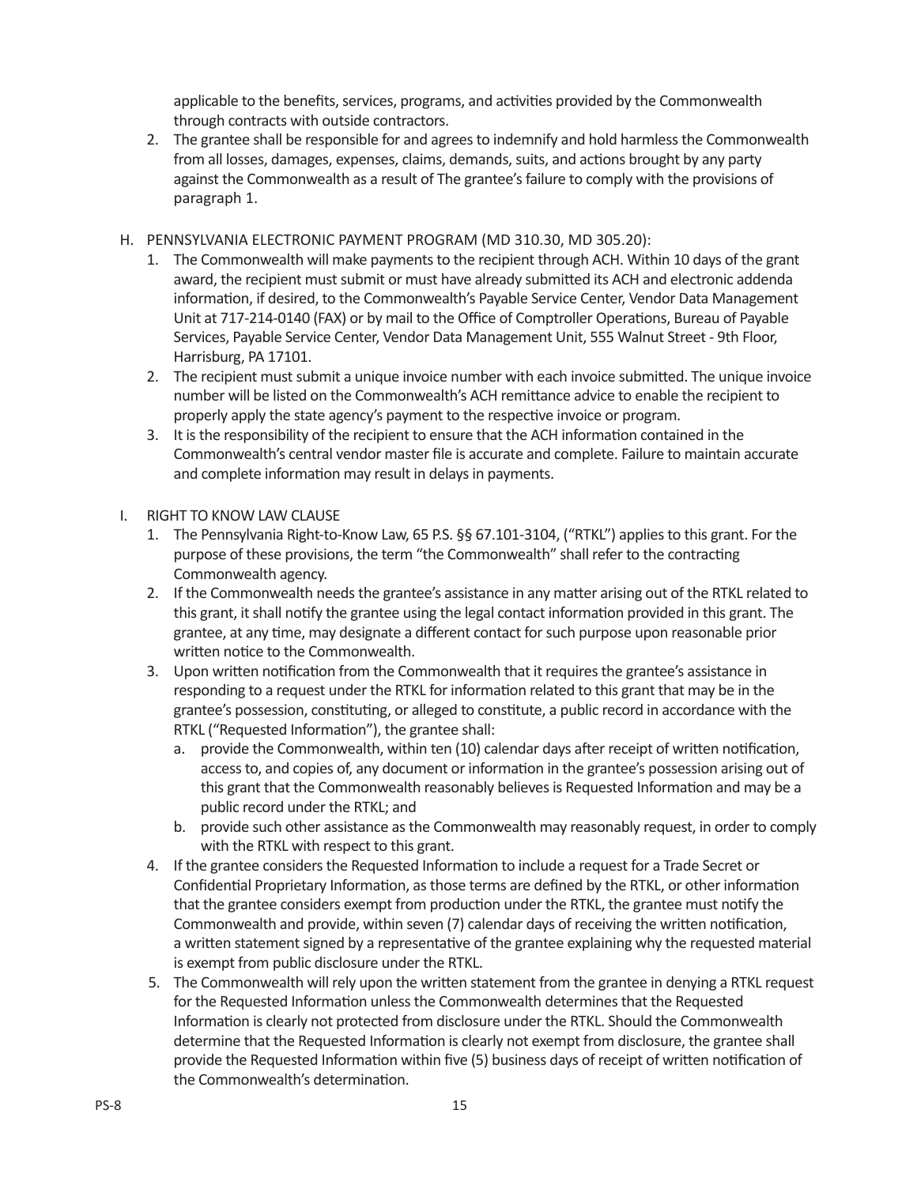applicable to the benefits, services, programs, and activities provided by the Commonwealth through contracts with outside contractors.

2. The grantee shall be responsible for and agrees to indemnify and hold harmless the Commonwealth from all losses, damages, expenses, claims, demands, suits, and actions brought by any party against the Commonwealth as a result of The grantee's failure to comply with the provisions of paragraph 1.

H. PENNSYLVANIA ELECTRONIC PAYMENT PROGRAM (MD 310.30, MD 305.20):

1. The Commonwealth will make payments to the recipient through ACH. Within 10 days of the grant award, the recipient must submit or must have already submitted its ACH and electronic addenda information, if desired, to the Commonwealth's Payable Service Center, Vendor Data Management Unit at 717-214-0140 (FAX) or by mail to the Office of Comptroller Operations, Bureau of Payable Services, Payable Service Center, Vendor Data Management Unit, 555 Walnut Street - 9th Floor, Harrisburg, PA 17101.
2. The recipient must submit a unique invoice number with each invoice submitted. The unique invoice number will be listed on the Commonwealth's ACH remittance advice to enable the recipient to properly apply the state agency's payment to the respective invoice or program.
3. It is the responsibility of the recipient to ensure that the ACH information contained in the Commonwealth's central vendor master file is accurate and complete. Failure to maintain accurate and complete information may result in delays in payments.

I. RIGHT TO KNOW LAW CLAUSE

1. The Pennsylvania Right-to-Know Law, 65 P.S. §§ 67.101-3104, ("RTKL") applies to this grant. For the purpose of these provisions, the term "the Commonwealth" shall refer to the contracting Commonwealth agency.
2. If the Commonwealth needs the grantee's assistance in any matter arising out of the RTKL related to this grant, it shall notify the grantee using the legal contact information provided in this grant. The grantee, at any time, may designate a different contact for such purpose upon reasonable prior written notice to the Commonwealth.
3. Upon written notification from the Commonwealth that it requires the grantee's assistance in responding to a request under the RTKL for information related to this grant that may be in the grantee's possession, constituting, or alleged to constitute, a public record in accordance with the RTKL ("Requested Information"), the grantee shall:
   a. provide the Commonwealth, within ten (10) calendar days after receipt of written notification, access to, and copies of, any document or information in the grantee's possession arising out of this grant that the Commonwealth reasonably believes is Requested Information and may be a public record under the RTKL; and
   b. provide such other assistance as the Commonwealth may reasonably request, in order to comply with the RTKL with respect to this grant.
4. If the grantee considers the Requested Information to include a request for a Trade Secret or Confidential Proprietary Information, as those terms are defined by the RTKL, or other information that the grantee considers exempt from production under the RTKL, the grantee must notify the Commonwealth and provide, within seven (7) calendar days of receiving the written notification, a written statement signed by a representative of the grantee explaining why the requested material is exempt from public disclosure under the RTKL.
5. The Commonwealth will rely upon the written statement from the grantee in denying a RTKL request for the Requested Information unless the Commonwealth determines that the Requested Information is clearly not protected from disclosure under the RTKL. Should the Commonwealth determine that the Requested Information is clearly not exempt from disclosure, the grantee shall provide the Requested Information within five (5) business days of receipt of written notification of the Commonwealth's determination.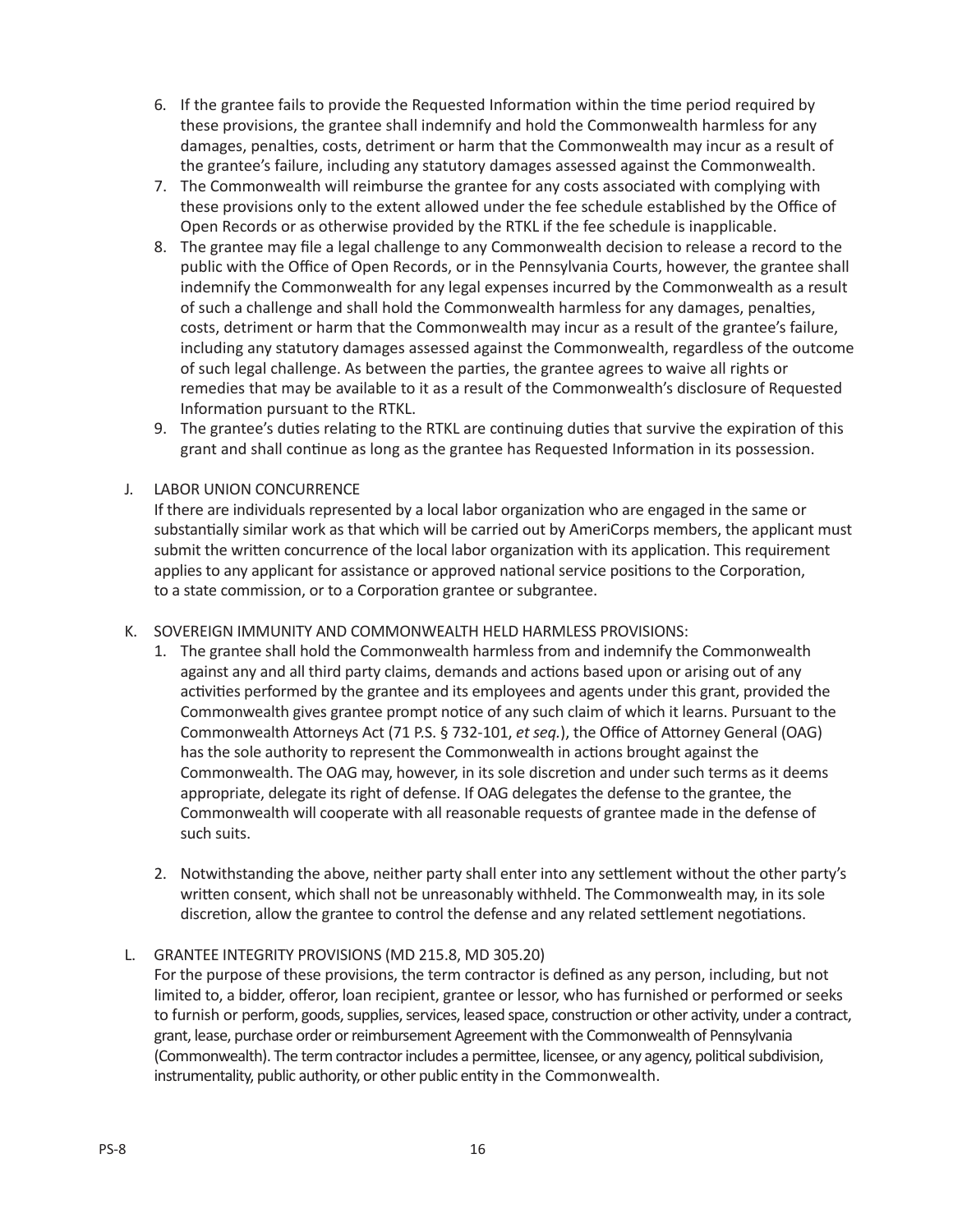6. If the grantee fails to provide the Requested Information within the time period required by these provisions, the grantee shall indemnify and hold the Commonwealth harmless for any damages, penalties, costs, detriment or harm that the Commonwealth may incur as a result of the grantee's failure, including any statutory damages assessed against the Commonwealth.
7. The Commonwealth will reimburse the grantee for any costs associated with complying with these provisions only to the extent allowed under the fee schedule established by the Office of Open Records or as otherwise provided by the RTKL if the fee schedule is inapplicable.
8. The grantee may file a legal challenge to any Commonwealth decision to release a record to the public with the Office of Open Records, or in the Pennsylvania Courts, however, the grantee shall indemnify the Commonwealth for any legal expenses incurred by the Commonwealth as a result of such a challenge and shall hold the Commonwealth harmless for any damages, penalties, costs, detriment or harm that the Commonwealth may incur as a result of the grantee's failure, including any statutory damages assessed against the Commonwealth, regardless of the outcome of such legal challenge. As between the parties, the grantee agrees to waive all rights or remedies that may be available to it as a result of the Commonwealth's disclosure of Requested Information pursuant to the RTKL.
9. The grantee's duties relating to the RTKL are continuing duties that survive the expiration of this grant and shall continue as long as the grantee has Requested Information in its possession.

J. LABOR UNION CONCURRENCE

If there are individuals represented by a local labor organization who are engaged in the same or substantially similar work as that which will be carried out by AmeriCorps members, the applicant must submit the written concurrence of the local labor organization with its application. This requirement applies to any applicant for assistance or approved national service positions to the Corporation, to a state commission, or to a Corporation grantee or subgrantee.

K. SOVEREIGN IMMUNITY AND COMMONWEALTH HELD HARMLESS PROVISIONS:

1. The grantee shall hold the Commonwealth harmless from and indemnify the Commonwealth against any and all third party claims, demands and actions based upon or arising out of any activities performed by the grantee and its employees and agents under this grant, provided the Commonwealth gives grantee prompt notice of any such claim of which it learns. Pursuant to the Commonwealth Attorneys Act (71 P.S. § 732-101, *et seq.*), the Office of Attorney General (OAG) has the sole authority to represent the Commonwealth in actions brought against the Commonwealth. The OAG may, however, in its sole discretion and under such terms as it deems appropriate, delegate its right of defense. If OAG delegates the defense to the grantee, the Commonwealth will cooperate with all reasonable requests of grantee made in the defense of such suits.

2. Notwithstanding the above, neither party shall enter into any settlement without the other party's written consent, which shall not be unreasonably withheld. The Commonwealth may, in its sole discretion, allow the grantee to control the defense and any related settlement negotiations.

L. GRANTEE INTEGRITY PROVISIONS (MD 215.8, MD 305.20)

For the purpose of these provisions, the term contractor is defined as any person, including, but not limited to, a bidder, offeror, loan recipient, grantee or lessor, who has furnished or performed or seeks to furnish or perform, goods, supplies, services, leased space, construction or other activity, under a contract, grant, lease, purchase order or reimbursement Agreement with the Commonwealth of Pennsylvania (Commonwealth). The term contractor includes a permittee, licensee, or any agency, political subdivision, instrumentality, public authority, or other public entity in the Commonwealth.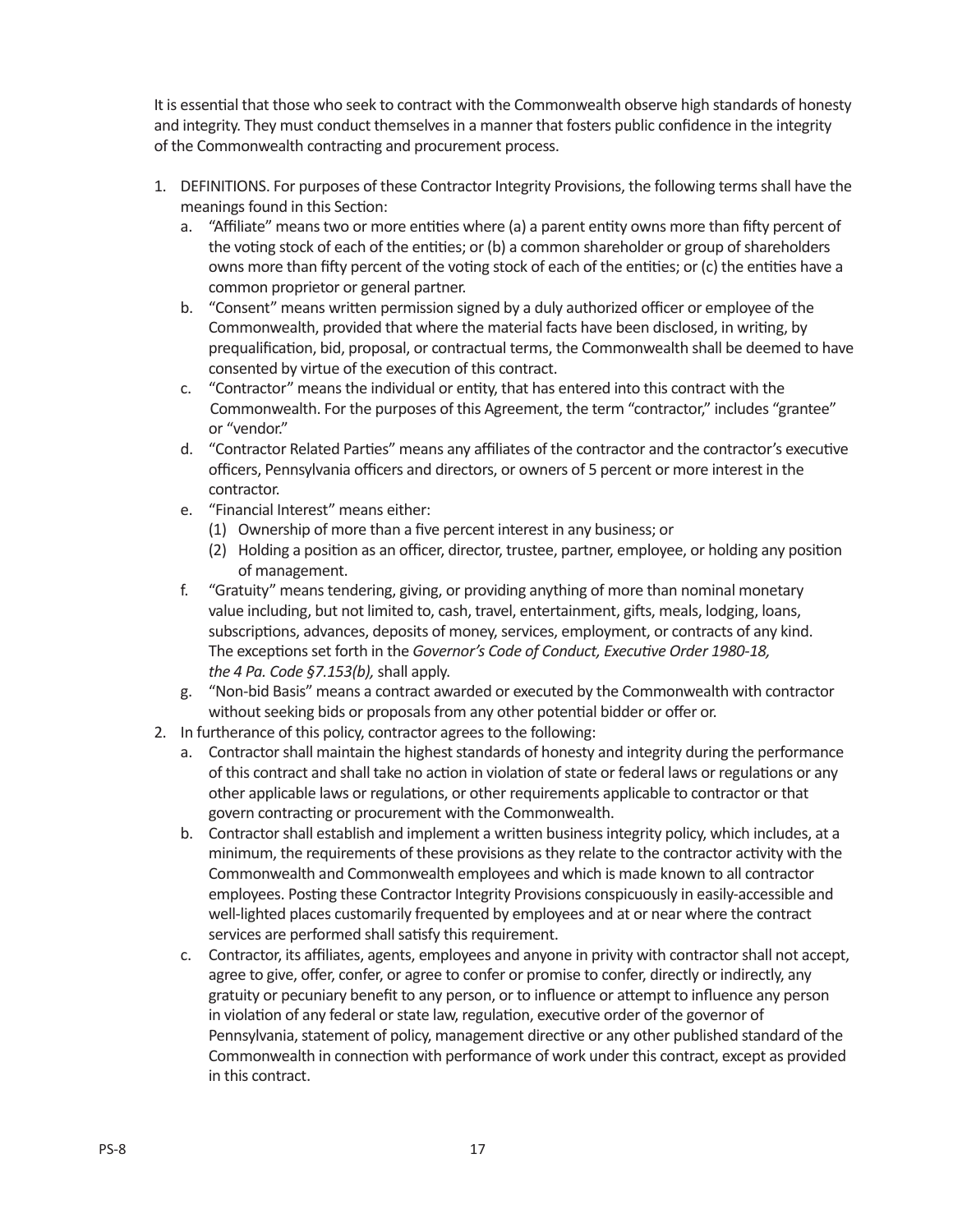It is essential that those who seek to contract with the Commonwealth observe high standards of honesty and integrity. They must conduct themselves in a manner that fosters public confidence in the integrity of the Commonwealth contracting and procurement process.

1. DEFINITIONS. For purposes of these Contractor Integrity Provisions, the following terms shall have the meanings found in this Section:
   a. "Affiliate" means two or more entities where (a) a parent entity owns more than fifty percent of the voting stock of each of the entities; or (b) a common shareholder or group of shareholders owns more than fifty percent of the voting stock of each of the entities; or (c) the entities have a common proprietor or general partner.
   b. "Consent" means written permission signed by a duly authorized officer or employee of the Commonwealth, provided that where the material facts have been disclosed, in writing, by prequalification, bid, proposal, or contractual terms, the Commonwealth shall be deemed to have consented by virtue of the execution of this contract.
   c. "Contractor" means the individual or entity, that has entered into this contract with the Commonwealth. For the purposes of this Agreement, the term "contractor," includes "grantee" or "vendor."
   d. "Contractor Related Parties" means any affiliates of the contractor and the contractor's executive officers, Pennsylvania officers and directors, or owners of 5 percent or more interest in the contractor.
   e. "Financial Interest" means either:
      (1) Ownership of more than a five percent interest in any business; or
      (2) Holding a position as an officer, director, trustee, partner, employee, or holding any position of management.
   f. "Gratuity" means tendering, giving, or providing anything of more than nominal monetary value including, but not limited to, cash, travel, entertainment, gifts, meals, lodging, loans, subscriptions, advances, deposits of money, services, employment, or contracts of any kind. The exceptions set forth in the *Governor's Code of Conduct, Executive Order 1980-18, the 4 Pa. Code §7.153(b),* shall apply.
   g. "Non-bid Basis" means a contract awarded or executed by the Commonwealth with contractor without seeking bids or proposals from any other potential bidder or offer or.
2. In furtherance of this policy, contractor agrees to the following:
   a. Contractor shall maintain the highest standards of honesty and integrity during the performance of this contract and shall take no action in violation of state or federal laws or regulations or any other applicable laws or regulations, or other requirements applicable to contractor or that govern contracting or procurement with the Commonwealth.
   b. Contractor shall establish and implement a written business integrity policy, which includes, at a minimum, the requirements of these provisions as they relate to the contractor activity with the Commonwealth and Commonwealth employees and which is made known to all contractor employees. Posting these Contractor Integrity Provisions conspicuously in easily-accessible and well-lighted places customarily frequented by employees and at or near where the contract services are performed shall satisfy this requirement.
   c. Contractor, its affiliates, agents, employees and anyone in privity with contractor shall not accept, agree to give, offer, confer, or agree to confer or promise to confer, directly or indirectly, any gratuity or pecuniary benefit to any person, or to influence or attempt to influence any person in violation of any federal or state law, regulation, executive order of the governor of Pennsylvania, statement of policy, management directive or any other published standard of the Commonwealth in connection with performance of work under this contract, except as provided in this contract.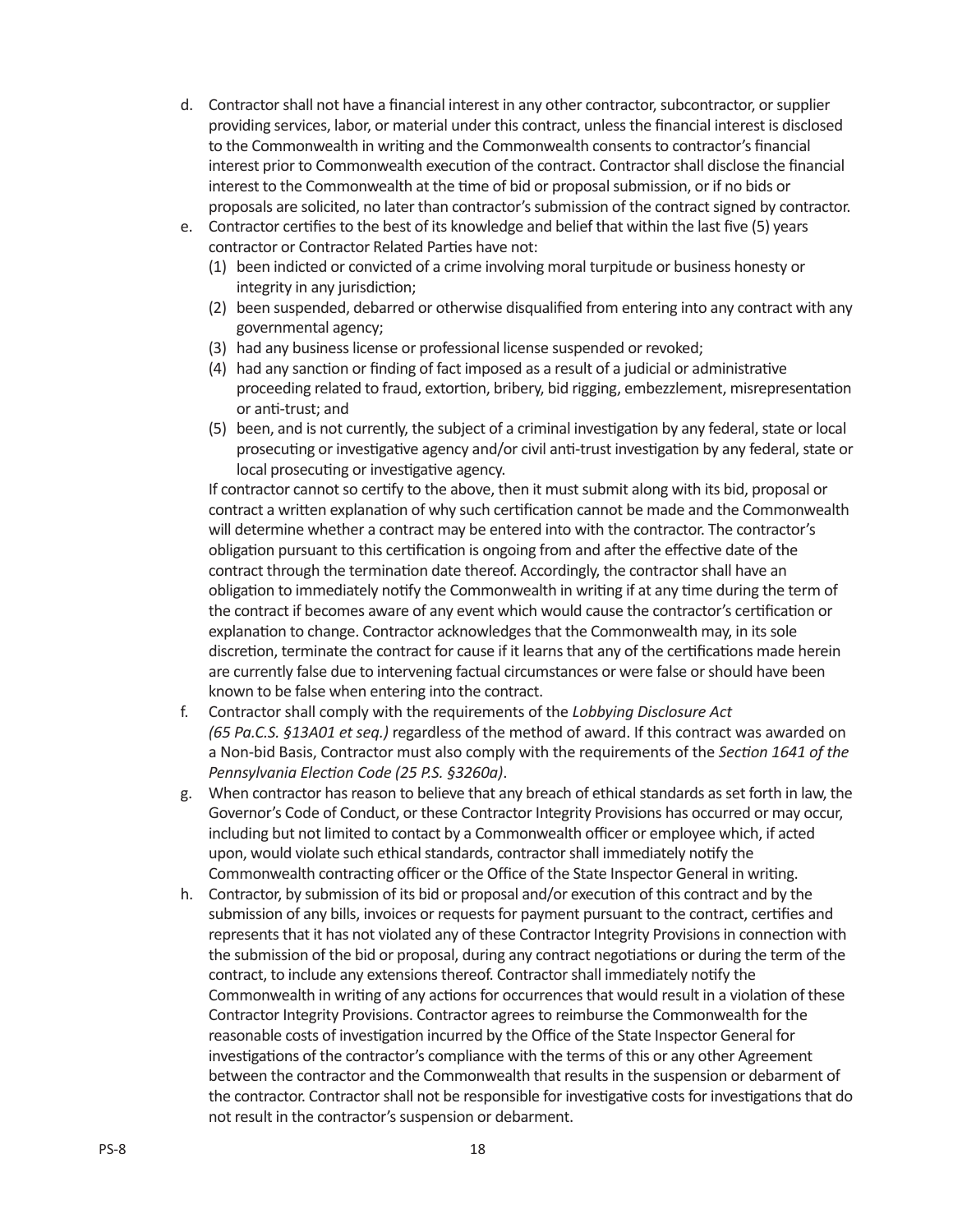d. Contractor shall not have a financial interest in any other contractor, subcontractor, or supplier providing services, labor, or material under this contract, unless the financial interest is disclosed to the Commonwealth in writing and the Commonwealth consents to contractor's financial interest prior to Commonwealth execution of the contract. Contractor shall disclose the financial interest to the Commonwealth at the time of bid or proposal submission, or if no bids or proposals are solicited, no later than contractor's submission of the contract signed by contractor.
e. Contractor certifies to the best of its knowledge and belief that within the last five (5) years contractor or Contractor Related Parties have not:
   (1) been indicted or convicted of a crime involving moral turpitude or business honesty or integrity in any jurisdiction;
   (2) been suspended, debarred or otherwise disqualified from entering into any contract with any governmental agency;
   (3) had any business license or professional license suspended or revoked;
   (4) had any sanction or finding of fact imposed as a result of a judicial or administrative proceeding related to fraud, extortion, bribery, bid rigging, embezzlement, misrepresentation or anti-trust; and
   (5) been, and is not currently, the subject of a criminal investigation by any federal, state or local prosecuting or investigative agency and/or civil anti-trust investigation by any federal, state or local prosecuting or investigative agency.

   If contractor cannot so certify to the above, then it must submit along with its bid, proposal or contract a written explanation of why such certification cannot be made and the Commonwealth will determine whether a contract may be entered into with the contractor. The contractor's obligation pursuant to this certification is ongoing from and after the effective date of the contract through the termination date thereof. Accordingly, the contractor shall have an obligation to immediately notify the Commonwealth in writing if at any time during the term of the contract if becomes aware of any event which would cause the contractor's certification or explanation to change. Contractor acknowledges that the Commonwealth may, in its sole discretion, terminate the contract for cause if it learns that any of the certifications made herein are currently false due to intervening factual circumstances or were false or should have been known to be false when entering into the contract.
f. Contractor shall comply with the requirements of the *Lobbying Disclosure Act (65 Pa.C.S. §13A01 et seq.)* regardless of the method of award. If this contract was awarded on a Non-bid Basis, Contractor must also comply with the requirements of the *Section 1641 of the Pennsylvania Election Code (25 P.S. §3260a)*.
g. When contractor has reason to believe that any breach of ethical standards as set forth in law, the Governor's Code of Conduct, or these Contractor Integrity Provisions has occurred or may occur, including but not limited to contact by a Commonwealth officer or employee which, if acted upon, would violate such ethical standards, contractor shall immediately notify the Commonwealth contracting officer or the Office of the State Inspector General in writing.
h. Contractor, by submission of its bid or proposal and/or execution of this contract and by the submission of any bills, invoices or requests for payment pursuant to the contract, certifies and represents that it has not violated any of these Contractor Integrity Provisions in connection with the submission of the bid or proposal, during any contract negotiations or during the term of the contract, to include any extensions thereof. Contractor shall immediately notify the Commonwealth in writing of any actions for occurrences that would result in a violation of these Contractor Integrity Provisions. Contractor agrees to reimburse the Commonwealth for the reasonable costs of investigation incurred by the Office of the State Inspector General for investigations of the contractor's compliance with the terms of this or any other Agreement between the contractor and the Commonwealth that results in the suspension or debarment of the contractor. Contractor shall not be responsible for investigative costs for investigations that do not result in the contractor's suspension or debarment.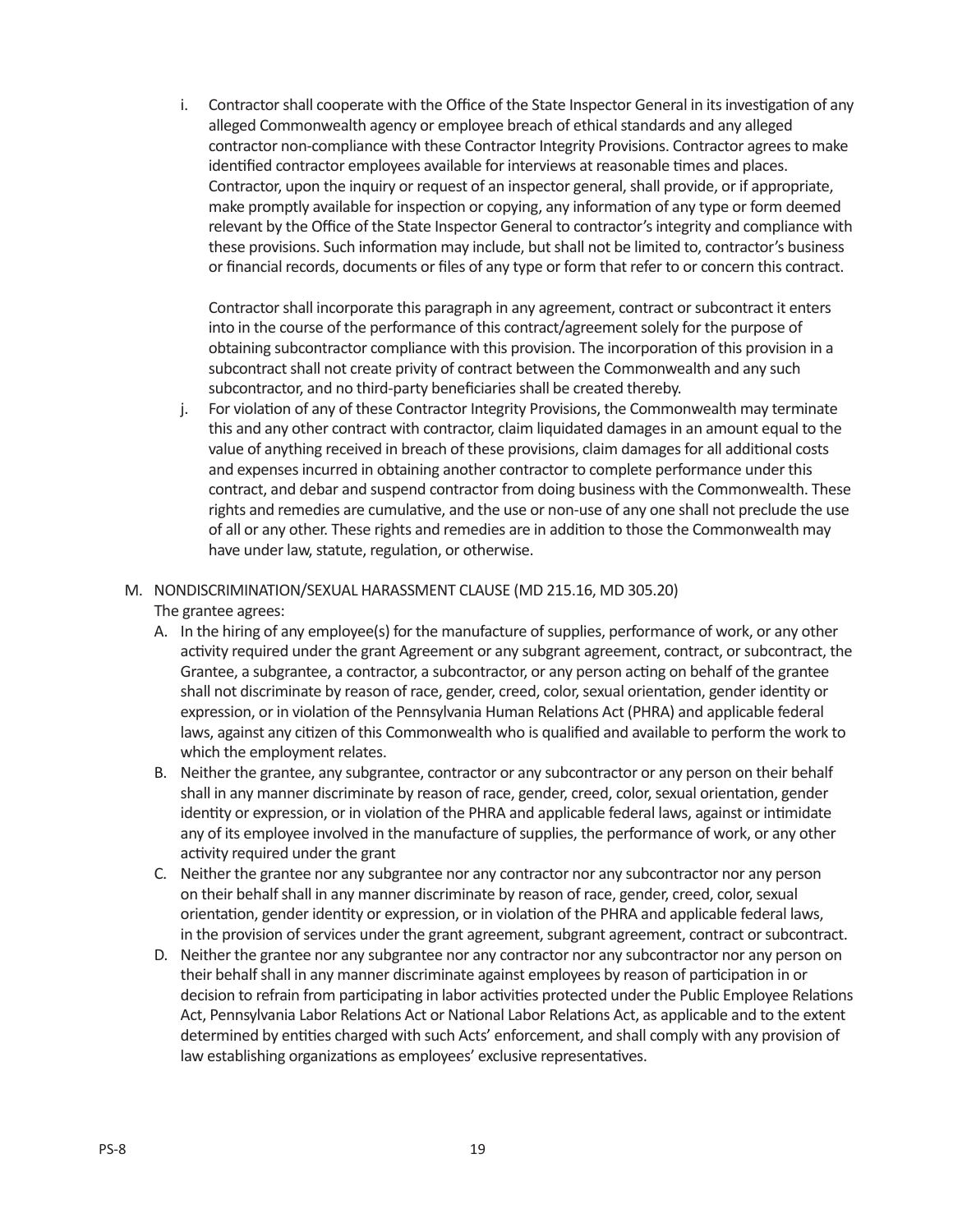i. Contractor shall cooperate with the Office of the State Inspector General in its investigation of any alleged Commonwealth agency or employee breach of ethical standards and any alleged contractor non-compliance with these Contractor Integrity Provisions. Contractor agrees to make identified contractor employees available for interviews at reasonable times and places. Contractor, upon the inquiry or request of an inspector general, shall provide, or if appropriate, make promptly available for inspection or copying, any information of any type or form deemed relevant by the Office of the State Inspector General to contractor's integrity and compliance with these provisions. Such information may include, but shall not be limited to, contractor's business or financial records, documents or files of any type or form that refer to or concern this contract.

   Contractor shall incorporate this paragraph in any agreement, contract or subcontract it enters into in the course of the performance of this contract/agreement solely for the purpose of obtaining subcontractor compliance with this provision. The incorporation of this provision in a subcontract shall not create privity of contract between the Commonwealth and any such subcontractor, and no third-party beneficiaries shall be created thereby.

j. For violation of any of these Contractor Integrity Provisions, the Commonwealth may terminate this and any other contract with contractor, claim liquidated damages in an amount equal to the value of anything received in breach of these provisions, claim damages for all additional costs and expenses incurred in obtaining another contractor to complete performance under this contract, and debar and suspend contractor from doing business with the Commonwealth. These rights and remedies are cumulative, and the use or non-use of any one shall not preclude the use of all or any other. These rights and remedies are in addition to those the Commonwealth may have under law, statute, regulation, or otherwise.

M. NONDISCRIMINATION/SEXUAL HARASSMENT CLAUSE (MD 215.16, MD 305.20)

The grantee agrees:

A. In the hiring of any employee(s) for the manufacture of supplies, performance of work, or any other activity required under the grant Agreement or any subgrant agreement, contract, or subcontract, the Grantee, a subgrantee, a contractor, a subcontractor, or any person acting on behalf of the grantee shall not discriminate by reason of race, gender, creed, color, sexual orientation, gender identity or expression, or in violation of the Pennsylvania Human Relations Act (PHRA) and applicable federal laws, against any citizen of this Commonwealth who is qualified and available to perform the work to which the employment relates.

B. Neither the grantee, any subgrantee, contractor or any subcontractor or any person on their behalf shall in any manner discriminate by reason of race, gender, creed, color, sexual orientation, gender identity or expression, or in violation of the PHRA and applicable federal laws, against or intimidate any of its employee involved in the manufacture of supplies, the performance of work, or any other activity required under the grant

C. Neither the grantee nor any subgrantee nor any contractor nor any subcontractor nor any person on their behalf shall in any manner discriminate by reason of race, gender, creed, color, sexual orientation, gender identity or expression, or in violation of the PHRA and applicable federal laws, in the provision of services under the grant agreement, subgrant agreement, contract or subcontract.

D. Neither the grantee nor any subgrantee nor any contractor nor any subcontractor nor any person on their behalf shall in any manner discriminate against employees by reason of participation in or decision to refrain from participating in labor activities protected under the Public Employee Relations Act, Pennsylvania Labor Relations Act or National Labor Relations Act, as applicable and to the extent determined by entities charged with such Acts' enforcement, and shall comply with any provision of law establishing organizations as employees' exclusive representatives.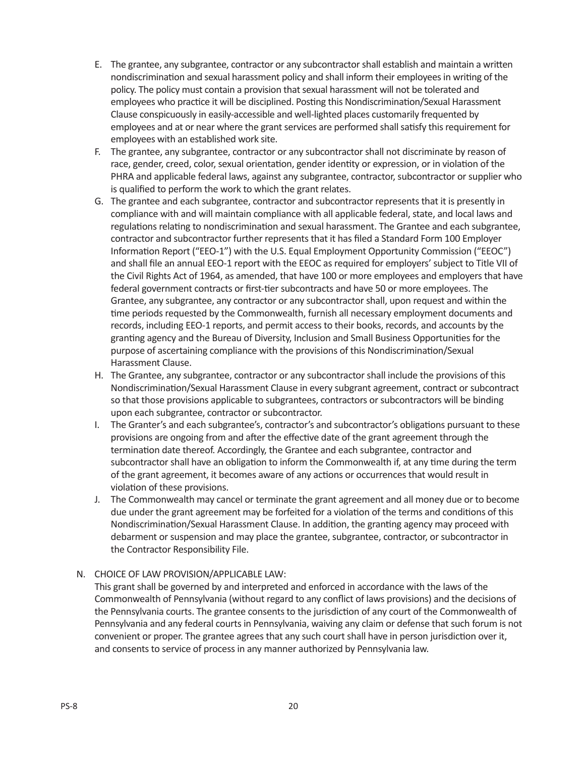E. The grantee, any subgrantee, contractor or any subcontractor shall establish and maintain a written nondiscrimination and sexual harassment policy and shall inform their employees in writing of the policy. The policy must contain a provision that sexual harassment will not be tolerated and employees who practice it will be disciplined. Posting this Nondiscrimination/Sexual Harassment Clause conspicuously in easily-accessible and well-lighted places customarily frequented by employees and at or near where the grant services are performed shall satisfy this requirement for employees with an established work site.

F. The grantee, any subgrantee, contractor or any subcontractor shall not discriminate by reason of race, gender, creed, color, sexual orientation, gender identity or expression, or in violation of the PHRA and applicable federal laws, against any subgrantee, contractor, subcontractor or supplier who is qualified to perform the work to which the grant relates.

G. The grantee and each subgrantee, contractor and subcontractor represents that it is presently in compliance with and will maintain compliance with all applicable federal, state, and local laws and regulations relating to nondiscrimination and sexual harassment. The Grantee and each subgrantee, contractor and subcontractor further represents that it has filed a Standard Form 100 Employer Information Report ("EEO-1") with the U.S. Equal Employment Opportunity Commission ("EEOC") and shall file an annual EEO-1 report with the EEOC as required for employers' subject to Title VII of the Civil Rights Act of 1964, as amended, that have 100 or more employees and employers that have federal government contracts or first-tier subcontracts and have 50 or more employees. The Grantee, any subgrantee, any contractor or any subcontractor shall, upon request and within the time periods requested by the Commonwealth, furnish all necessary employment documents and records, including EEO-1 reports, and permit access to their books, records, and accounts by the granting agency and the Bureau of Diversity, Inclusion and Small Business Opportunities for the purpose of ascertaining compliance with the provisions of this Nondiscrimination/Sexual Harassment Clause.

H. The Grantee, any subgrantee, contractor or any subcontractor shall include the provisions of this Nondiscrimination/Sexual Harassment Clause in every subgrant agreement, contract or subcontract so that those provisions applicable to subgrantees, contractors or subcontractors will be binding upon each subgrantee, contractor or subcontractor.

I. The Granter's and each subgrantee's, contractor's and subcontractor's obligations pursuant to these provisions are ongoing from and after the effective date of the grant agreement through the termination date thereof. Accordingly, the Grantee and each subgrantee, contractor and subcontractor shall have an obligation to inform the Commonwealth if, at any time during the term of the grant agreement, it becomes aware of any actions or occurrences that would result in violation of these provisions.

J. The Commonwealth may cancel or terminate the grant agreement and all money due or to become due under the grant agreement may be forfeited for a violation of the terms and conditions of this Nondiscrimination/Sexual Harassment Clause. In addition, the granting agency may proceed with debarment or suspension and may place the grantee, subgrantee, contractor, or subcontractor in the Contractor Responsibility File.

N. CHOICE OF LAW PROVISION/APPLICABLE LAW:

This grant shall be governed by and interpreted and enforced in accordance with the laws of the Commonwealth of Pennsylvania (without regard to any conflict of laws provisions) and the decisions of the Pennsylvania courts. The grantee consents to the jurisdiction of any court of the Commonwealth of Pennsylvania and any federal courts in Pennsylvania, waiving any claim or defense that such forum is not convenient or proper. The grantee agrees that any such court shall have in person jurisdiction over it, and consents to service of process in any manner authorized by Pennsylvania law.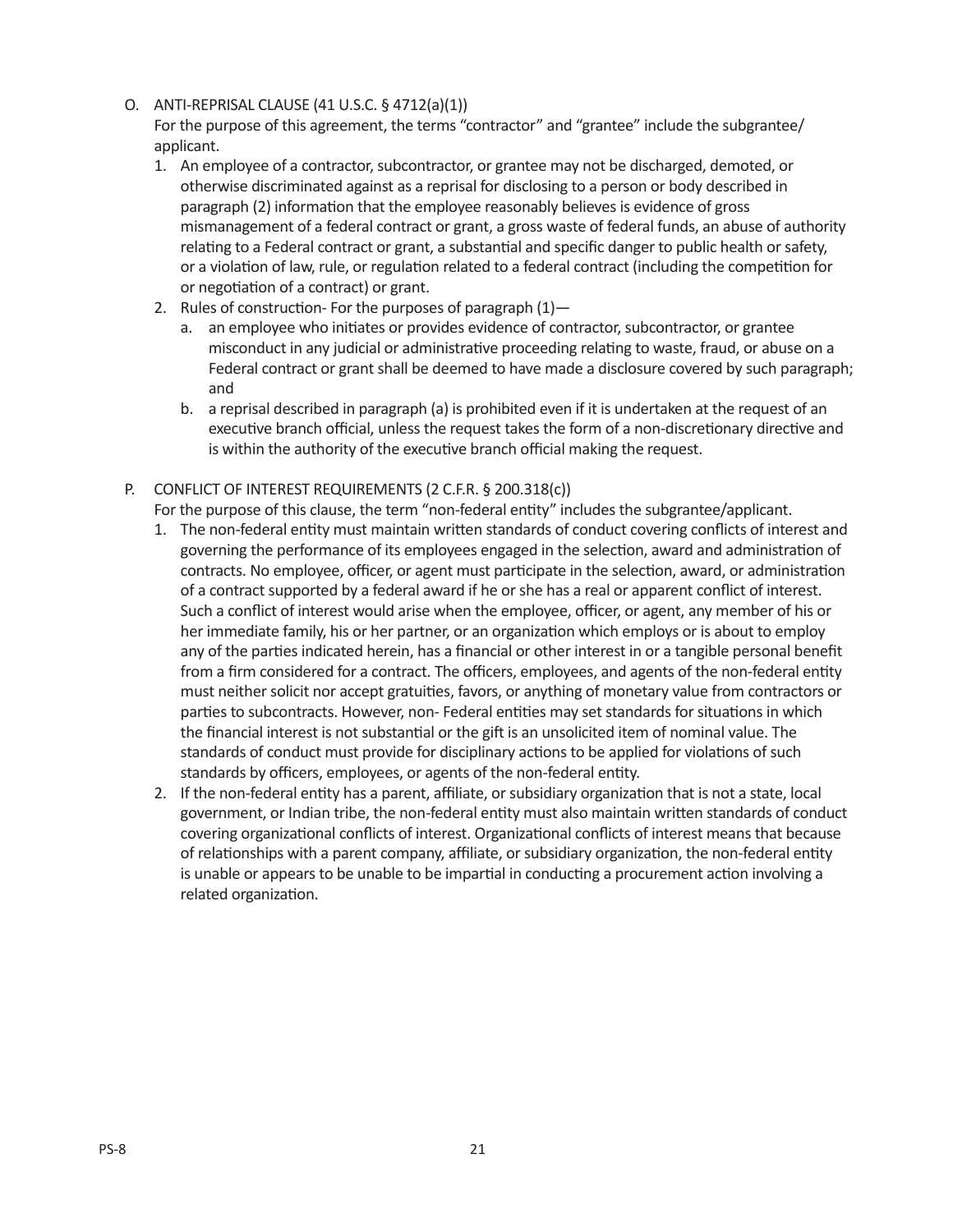O. ANTI-REPRISAL CLAUSE (41 U.S.C. § 4712(a)(1))

For the purpose of this agreement, the terms "contractor" and "grantee" include the subgrantee/applicant.

1. An employee of a contractor, subcontractor, or grantee may not be discharged, demoted, or otherwise discriminated against as a reprisal for disclosing to a person or body described in paragraph (2) information that the employee reasonably believes is evidence of gross mismanagement of a federal contract or grant, a gross waste of federal funds, an abuse of authority relating to a Federal contract or grant, a substantial and specific danger to public health or safety, or a violation of law, rule, or regulation related to a federal contract (including the competition for or negotiation of a contract) or grant.
2. Rules of construction- For the purposes of paragraph (1)—
   a. an employee who initiates or provides evidence of contractor, subcontractor, or grantee misconduct in any judicial or administrative proceeding relating to waste, fraud, or abuse on a Federal contract or grant shall be deemed to have made a disclosure covered by such paragraph; and
   b. a reprisal described in paragraph (a) is prohibited even if it is undertaken at the request of an executive branch official, unless the request takes the form of a non-discretionary directive and is within the authority of the executive branch official making the request.

P. CONFLICT OF INTEREST REQUIREMENTS (2 C.F.R. § 200.318(c))

For the purpose of this clause, the term "non-federal entity" includes the subgrantee/applicant.

1. The non-federal entity must maintain written standards of conduct covering conflicts of interest and governing the performance of its employees engaged in the selection, award and administration of contracts. No employee, officer, or agent must participate in the selection, award, or administration of a contract supported by a federal award if he or she has a real or apparent conflict of interest. Such a conflict of interest would arise when the employee, officer, or agent, any member of his or her immediate family, his or her partner, or an organization which employs or is about to employ any of the parties indicated herein, has a financial or other interest in or a tangible personal benefit from a firm considered for a contract. The officers, employees, and agents of the non-federal entity must neither solicit nor accept gratuities, favors, or anything of monetary value from contractors or parties to subcontracts. However, non- Federal entities may set standards for situations in which the financial interest is not substantial or the gift is an unsolicited item of nominal value. The standards of conduct must provide for disciplinary actions to be applied for violations of such standards by officers, employees, or agents of the non-federal entity.
2. If the non-federal entity has a parent, affiliate, or subsidiary organization that is not a state, local government, or Indian tribe, the non-federal entity must also maintain written standards of conduct covering organizational conflicts of interest. Organizational conflicts of interest means that because of relationships with a parent company, affiliate, or subsidiary organization, the non-federal entity is unable or appears to be unable to be impartial in conducting a procurement action involving a related organization.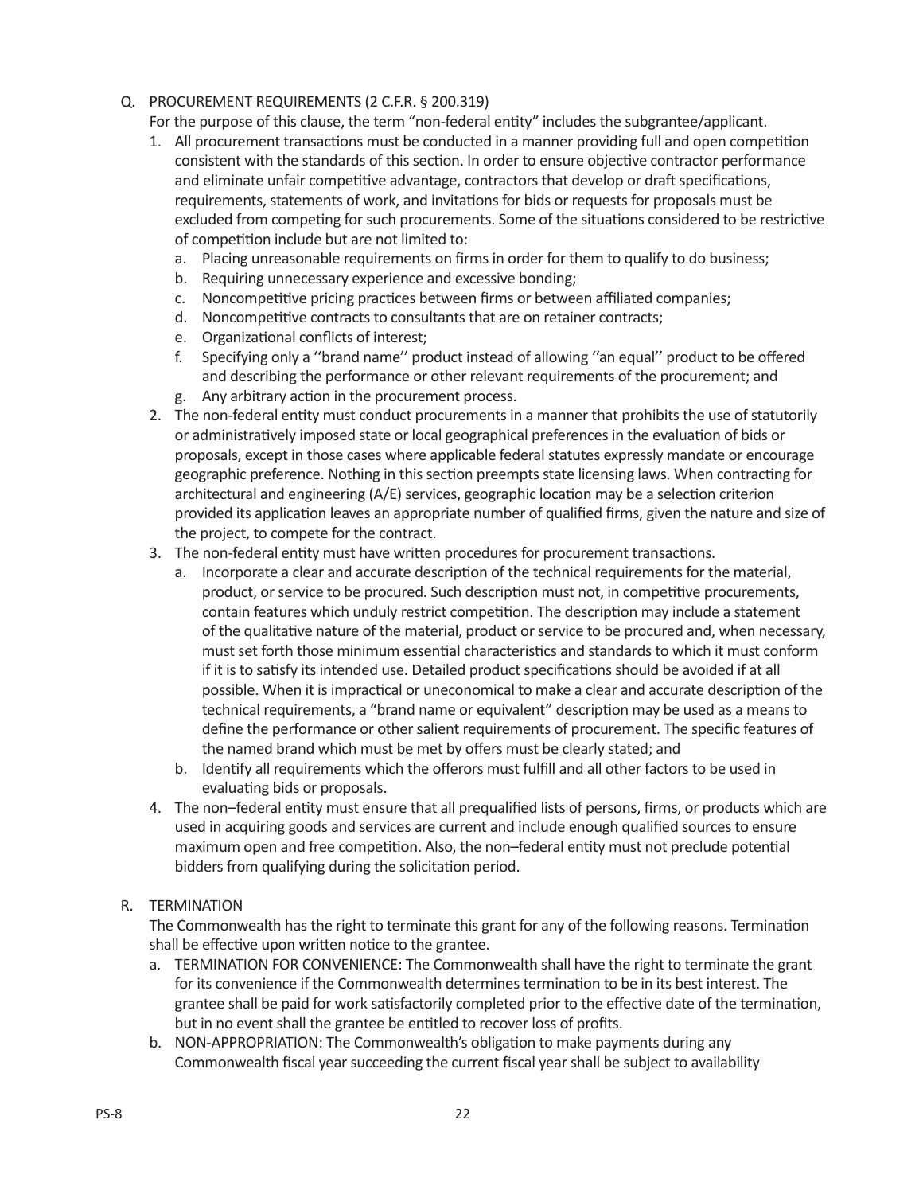Q. PROCUREMENT REQUIREMENTS (2 C.F.R. § 200.319)

For the purpose of this clause, the term "non-federal entity" includes the subgrantee/applicant.

1. All procurement transactions must be conducted in a manner providing full and open competition consistent with the standards of this section. In order to ensure objective contractor performance and eliminate unfair competitive advantage, contractors that develop or draft specifications, requirements, statements of work, and invitations for bids or requests for proposals must be excluded from competing for such procurements. Some of the situations considered to be restrictive of competition include but are not limited to:
   a. Placing unreasonable requirements on firms in order for them to qualify to do business;
   b. Requiring unnecessary experience and excessive bonding;
   c. Noncompetitive pricing practices between firms or between affiliated companies;
   d. Noncompetitive contracts to consultants that are on retainer contracts;
   e. Organizational conflicts of interest;
   f. Specifying only a ''brand name'' product instead of allowing ''an equal'' product to be offered and describing the performance or other relevant requirements of the procurement; and
   g. Any arbitrary action in the procurement process.
2. The non-federal entity must conduct procurements in a manner that prohibits the use of statutorily or administratively imposed state or local geographical preferences in the evaluation of bids or proposals, except in those cases where applicable federal statutes expressly mandate or encourage geographic preference. Nothing in this section preempts state licensing laws. When contracting for architectural and engineering (A/E) services, geographic location may be a selection criterion provided its application leaves an appropriate number of qualified firms, given the nature and size of the project, to compete for the contract.
3. The non-federal entity must have written procedures for procurement transactions.
   a. Incorporate a clear and accurate description of the technical requirements for the material, product, or service to be procured. Such description must not, in competitive procurements, contain features which unduly restrict competition. The description may include a statement of the qualitative nature of the material, product or service to be procured and, when necessary, must set forth those minimum essential characteristics and standards to which it must conform if it is to satisfy its intended use. Detailed product specifications should be avoided if at all possible. When it is impractical or uneconomical to make a clear and accurate description of the technical requirements, a "brand name or equivalent" description may be used as a means to define the performance or other salient requirements of procurement. The specific features of the named brand which must be met by offers must be clearly stated; and
   b. Identify all requirements which the offerors must fulfill and all other factors to be used in evaluating bids or proposals.
4. The non–federal entity must ensure that all prequalified lists of persons, firms, or products which are used in acquiring goods and services are current and include enough qualified sources to ensure maximum open and free competition. Also, the non–federal entity must not preclude potential bidders from qualifying during the solicitation period.

R. TERMINATION

The Commonwealth has the right to terminate this grant for any of the following reasons. Termination shall be effective upon written notice to the grantee.

a. TERMINATION FOR CONVENIENCE: The Commonwealth shall have the right to terminate the grant for its convenience if the Commonwealth determines termination to be in its best interest. The grantee shall be paid for work satisfactorily completed prior to the effective date of the termination, but in no event shall the grantee be entitled to recover loss of profits.
b. NON-APPROPRIATION: The Commonwealth's obligation to make payments during any Commonwealth fiscal year succeeding the current fiscal year shall be subject to availability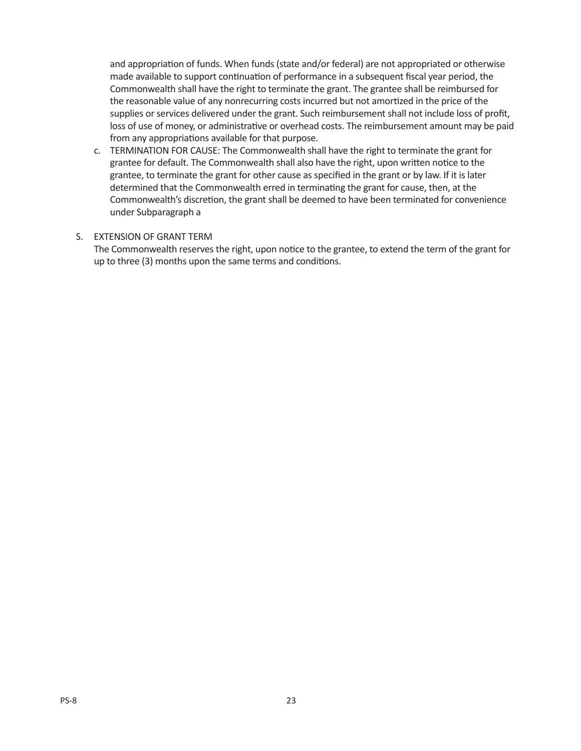and appropriation of funds. When funds (state and/or federal) are not appropriated or otherwise made available to support continuation of performance in a subsequent fiscal year period, the Commonwealth shall have the right to terminate the grant. The grantee shall be reimbursed for the reasonable value of any nonrecurring costs incurred but not amortized in the price of the supplies or services delivered under the grant. Such reimbursement shall not include loss of profit, loss of use of money, or administrative or overhead costs. The reimbursement amount may be paid from any appropriations available for that purpose.

c. TERMINATION FOR CAUSE: The Commonwealth shall have the right to terminate the grant for grantee for default. The Commonwealth shall also have the right, upon written notice to the grantee, to terminate the grant for other cause as specified in the grant or by law. If it is later determined that the Commonwealth erred in terminating the grant for cause, then, at the Commonwealth's discretion, the grant shall be deemed to have been terminated for convenience under Subparagraph a

S. EXTENSION OF GRANT TERM

The Commonwealth reserves the right, upon notice to the grantee, to extend the term of the grant for up to three (3) months upon the same terms and conditions.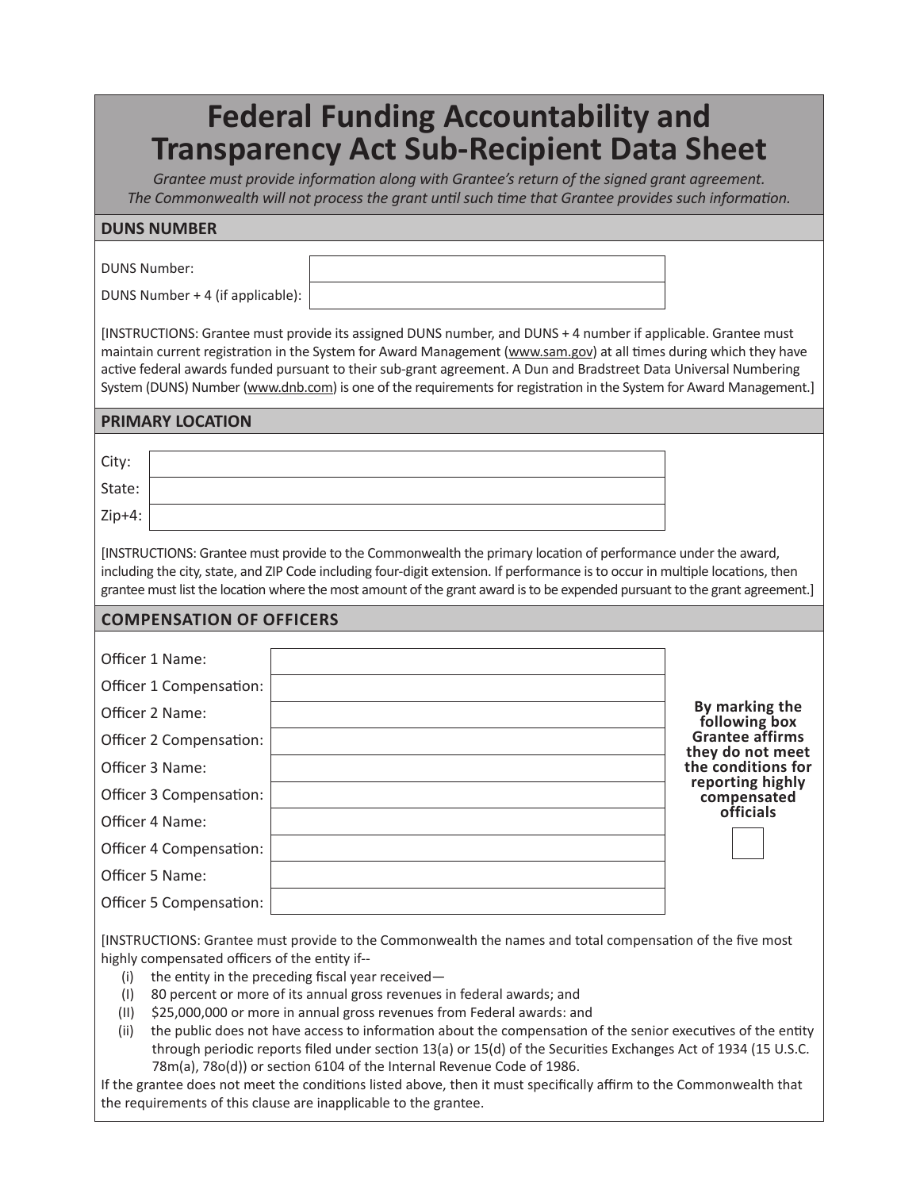# Federal Funding Accountability and Transparency Act Sub-Recipient Data Sheet

*Grantee must provide information along with Grantee's return of the signed grant agreement. The Commonwealth will not process the grant until such time that Grantee provides such information.*

## DUNS NUMBER

| | |
|---|---|
| DUNS Number: | |
| DUNS Number + 4 (if applicable): | |

[INSTRUCTIONS: Grantee must provide its assigned DUNS number, and DUNS + 4 number if applicable. Grantee must maintain current registration in the System for Award Management (www.sam.gov) at all times during which they have active federal awards funded pursuant to their sub-grant agreement. A Dun and Bradstreet Data Universal Numbering System (DUNS) Number (www.dnb.com) is one of the requirements for registration in the System for Award Management.]

## PRIMARY LOCATION

| | |
|---|---|
| City: | |
| State: | |
| Zip+4: | |

[INSTRUCTIONS: Grantee must provide to the Commonwealth the primary location of performance under the award, including the city, state, and ZIP Code including four-digit extension. If performance is to occur in multiple locations, then grantee must list the location where the most amount of the grant award is to be expended pursuant to the grant agreement.]

## COMPENSATION OF OFFICERS

| | |
|---|---|
| Officer 1 Name: | |
| Officer 1 Compensation: | |
| Officer 2 Name: | |
| Officer 2 Compensation: | |
| Officer 3 Name: | |
| Officer 3 Compensation: | |
| Officer 4 Name: | |
| Officer 4 Compensation: | |
| Officer 5 Name: | |
| Officer 5 Compensation: | |

**By marking the following box Grantee affirms they do not meet the conditions for reporting highly compensated officials**

☐

[INSTRUCTIONS: Grantee must provide to the Commonwealth the names and total compensation of the five most highly compensated officers of the entity if--

- (i) the entity in the preceding fiscal year received—
- (I) 80 percent or more of its annual gross revenues in federal awards; and
- (II) $25,000,000 or more in annual gross revenues from Federal awards: and
- (ii) the public does not have access to information about the compensation of the senior executives of the entity through periodic reports filed under section 13(a) or 15(d) of the Securities Exchanges Act of 1934 (15 U.S.C. 78m(a), 78o(d)) or section 6104 of the Internal Revenue Code of 1986.

If the grantee does not meet the conditions listed above, then it must specifically affirm to the Commonwealth that the requirements of this clause are inapplicable to the grantee.